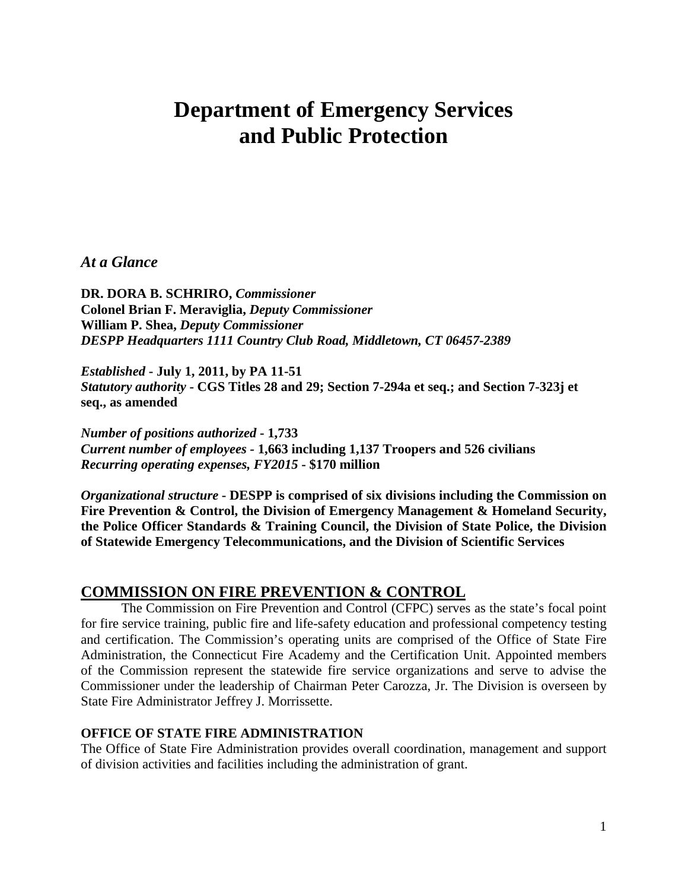# Department of Emergency Services and Public Protection

## *At a Glance*

**DR. DORA B. SCHRIRO,** ***Commissioner***
**Colonel Brian F. Meraviglia,** ***Deputy Commissioner***
**William P. Shea,** ***Deputy Commissioner***
***DESPP Headquarters 1111 Country Club Road, Middletown, CT 06457-2389***

***Established*** **- July 1, 2011, by PA 11-51**
***Statutory authority*** **- CGS Titles 28 and 29; Section 7-294a et seq.; and Section 7-323j et seq., as amended**

***Number of positions authorized*** **- 1,733**
***Current number of employees*** **- 1,663 including 1,137 Troopers and 526 civilians**
***Recurring operating expenses, FY2015*** **- $170 million**

***Organizational structure*** **- DESPP is comprised of six divisions including the Commission on Fire Prevention & Control, the Division of Emergency Management & Homeland Security, the Police Officer Standards & Training Council, the Division of State Police, the Division of Statewide Emergency Telecommunications, and the Division of Scientific Services**

## COMMISSION ON FIRE PREVENTION & CONTROL

The Commission on Fire Prevention and Control (CFPC) serves as the state's focal point for fire service training, public fire and life-safety education and professional competency testing and certification. The Commission's operating units are comprised of the Office of State Fire Administration, the Connecticut Fire Academy and the Certification Unit. Appointed members of the Commission represent the statewide fire service organizations and serve to advise the Commissioner under the leadership of Chairman Peter Carozza, Jr. The Division is overseen by State Fire Administrator Jeffrey J. Morrissette.

### OFFICE OF STATE FIRE ADMINISTRATION

The Office of State Fire Administration provides overall coordination, management and support of division activities and facilities including the administration of grant.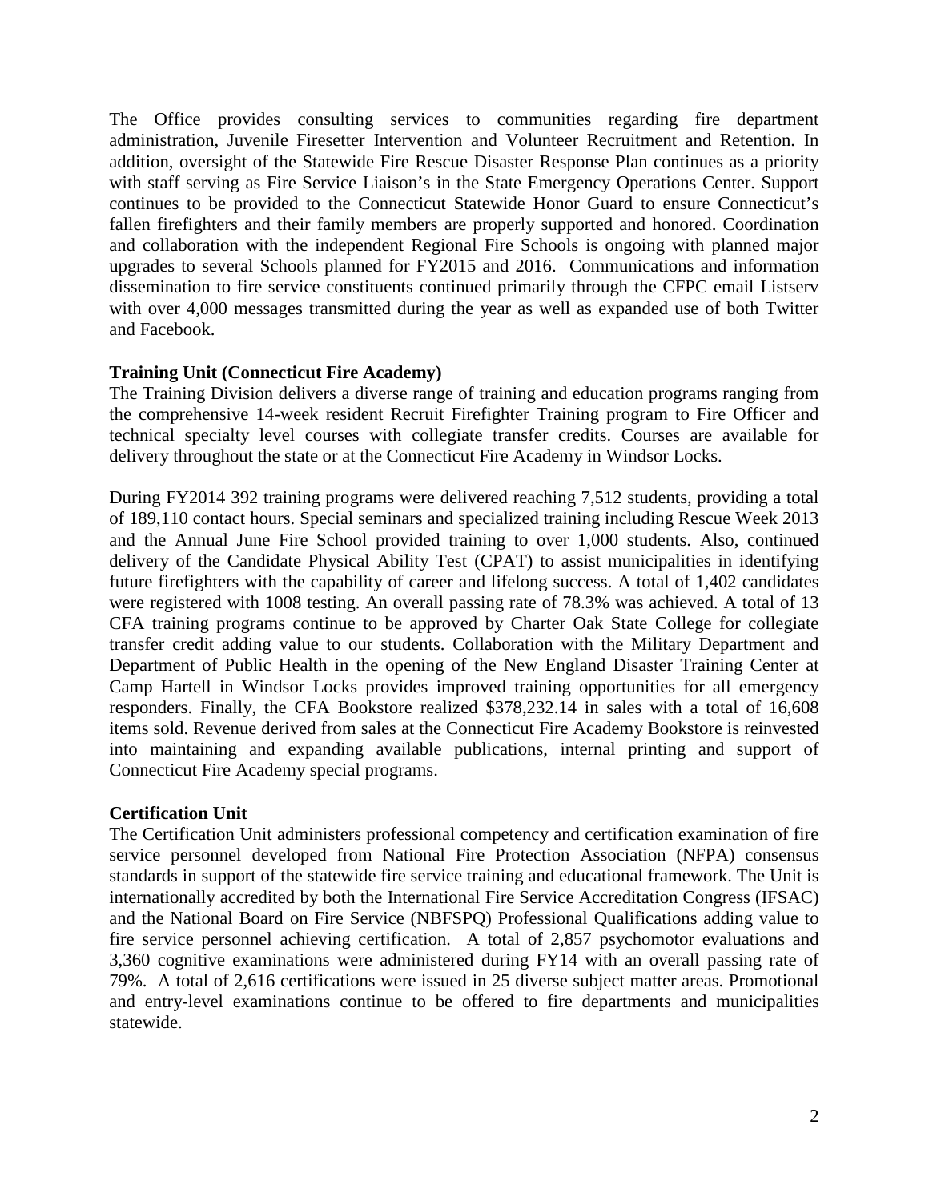The Office provides consulting services to communities regarding fire department administration, Juvenile Firesetter Intervention and Volunteer Recruitment and Retention. In addition, oversight of the Statewide Fire Rescue Disaster Response Plan continues as a priority with staff serving as Fire Service Liaison's in the State Emergency Operations Center. Support continues to be provided to the Connecticut Statewide Honor Guard to ensure Connecticut's fallen firefighters and their family members are properly supported and honored. Coordination and collaboration with the independent Regional Fire Schools is ongoing with planned major upgrades to several Schools planned for FY2015 and 2016. Communications and information dissemination to fire service constituents continued primarily through the CFPC email Listserv with over 4,000 messages transmitted during the year as well as expanded use of both Twitter and Facebook.

**Training Unit (Connecticut Fire Academy)**

The Training Division delivers a diverse range of training and education programs ranging from the comprehensive 14-week resident Recruit Firefighter Training program to Fire Officer and technical specialty level courses with collegiate transfer credits. Courses are available for delivery throughout the state or at the Connecticut Fire Academy in Windsor Locks.

During FY2014 392 training programs were delivered reaching 7,512 students, providing a total of 189,110 contact hours. Special seminars and specialized training including Rescue Week 2013 and the Annual June Fire School provided training to over 1,000 students. Also, continued delivery of the Candidate Physical Ability Test (CPAT) to assist municipalities in identifying future firefighters with the capability of career and lifelong success. A total of 1,402 candidates were registered with 1008 testing. An overall passing rate of 78.3% was achieved. A total of 13 CFA training programs continue to be approved by Charter Oak State College for collegiate transfer credit adding value to our students. Collaboration with the Military Department and Department of Public Health in the opening of the New England Disaster Training Center at Camp Hartell in Windsor Locks provides improved training opportunities for all emergency responders. Finally, the CFA Bookstore realized $378,232.14 in sales with a total of 16,608 items sold. Revenue derived from sales at the Connecticut Fire Academy Bookstore is reinvested into maintaining and expanding available publications, internal printing and support of Connecticut Fire Academy special programs.

**Certification Unit**

The Certification Unit administers professional competency and certification examination of fire service personnel developed from National Fire Protection Association (NFPA) consensus standards in support of the statewide fire service training and educational framework. The Unit is internationally accredited by both the International Fire Service Accreditation Congress (IFSAC) and the National Board on Fire Service (NBFSPQ) Professional Qualifications adding value to fire service personnel achieving certification. A total of 2,857 psychomotor evaluations and 3,360 cognitive examinations were administered during FY14 with an overall passing rate of 79%. A total of 2,616 certifications were issued in 25 diverse subject matter areas. Promotional and entry-level examinations continue to be offered to fire departments and municipalities statewide.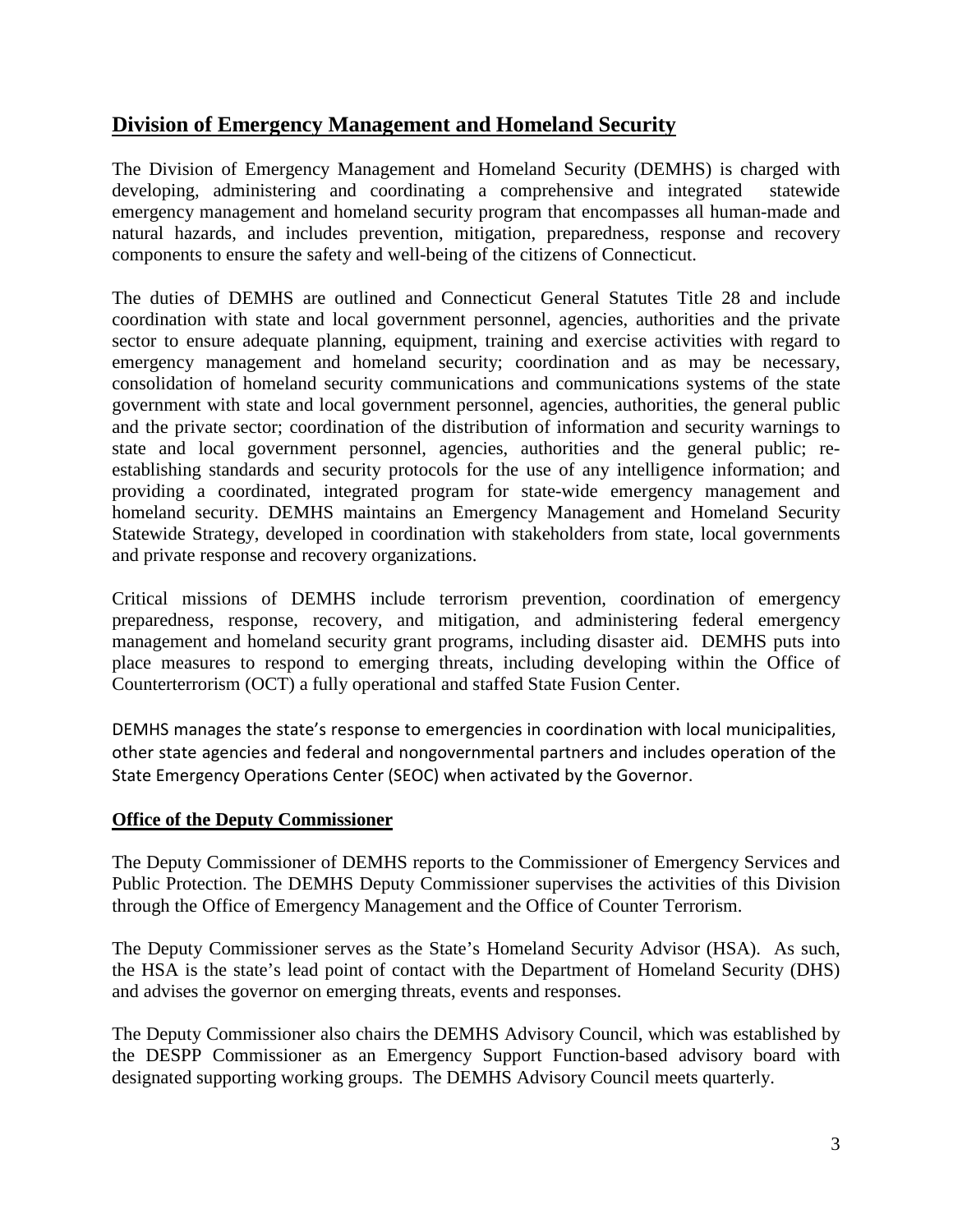## Division of Emergency Management and Homeland Security

The Division of Emergency Management and Homeland Security (DEMHS) is charged with developing, administering and coordinating a comprehensive and integrated statewide emergency management and homeland security program that encompasses all human-made and natural hazards, and includes prevention, mitigation, preparedness, response and recovery components to ensure the safety and well-being of the citizens of Connecticut.

The duties of DEMHS are outlined and Connecticut General Statutes Title 28 and include coordination with state and local government personnel, agencies, authorities and the private sector to ensure adequate planning, equipment, training and exercise activities with regard to emergency management and homeland security; coordination and as may be necessary, consolidation of homeland security communications and communications systems of the state government with state and local government personnel, agencies, authorities, the general public and the private sector; coordination of the distribution of information and security warnings to state and local government personnel, agencies, authorities and the general public; re-establishing standards and security protocols for the use of any intelligence information; and providing a coordinated, integrated program for state-wide emergency management and homeland security. DEMHS maintains an Emergency Management and Homeland Security Statewide Strategy, developed in coordination with stakeholders from state, local governments and private response and recovery organizations.

Critical missions of DEMHS include terrorism prevention, coordination of emergency preparedness, response, recovery, and mitigation, and administering federal emergency management and homeland security grant programs, including disaster aid. DEMHS puts into place measures to respond to emerging threats, including developing within the Office of Counterterrorism (OCT) a fully operational and staffed State Fusion Center.

DEMHS manages the state's response to emergencies in coordination with local municipalities, other state agencies and federal and nongovernmental partners and includes operation of the State Emergency Operations Center (SEOC) when activated by the Governor.

### Office of the Deputy Commissioner

The Deputy Commissioner of DEMHS reports to the Commissioner of Emergency Services and Public Protection. The DEMHS Deputy Commissioner supervises the activities of this Division through the Office of Emergency Management and the Office of Counter Terrorism.

The Deputy Commissioner serves as the State's Homeland Security Advisor (HSA). As such, the HSA is the state's lead point of contact with the Department of Homeland Security (DHS) and advises the governor on emerging threats, events and responses.

The Deputy Commissioner also chairs the DEMHS Advisory Council, which was established by the DESPP Commissioner as an Emergency Support Function-based advisory board with designated supporting working groups. The DEMHS Advisory Council meets quarterly.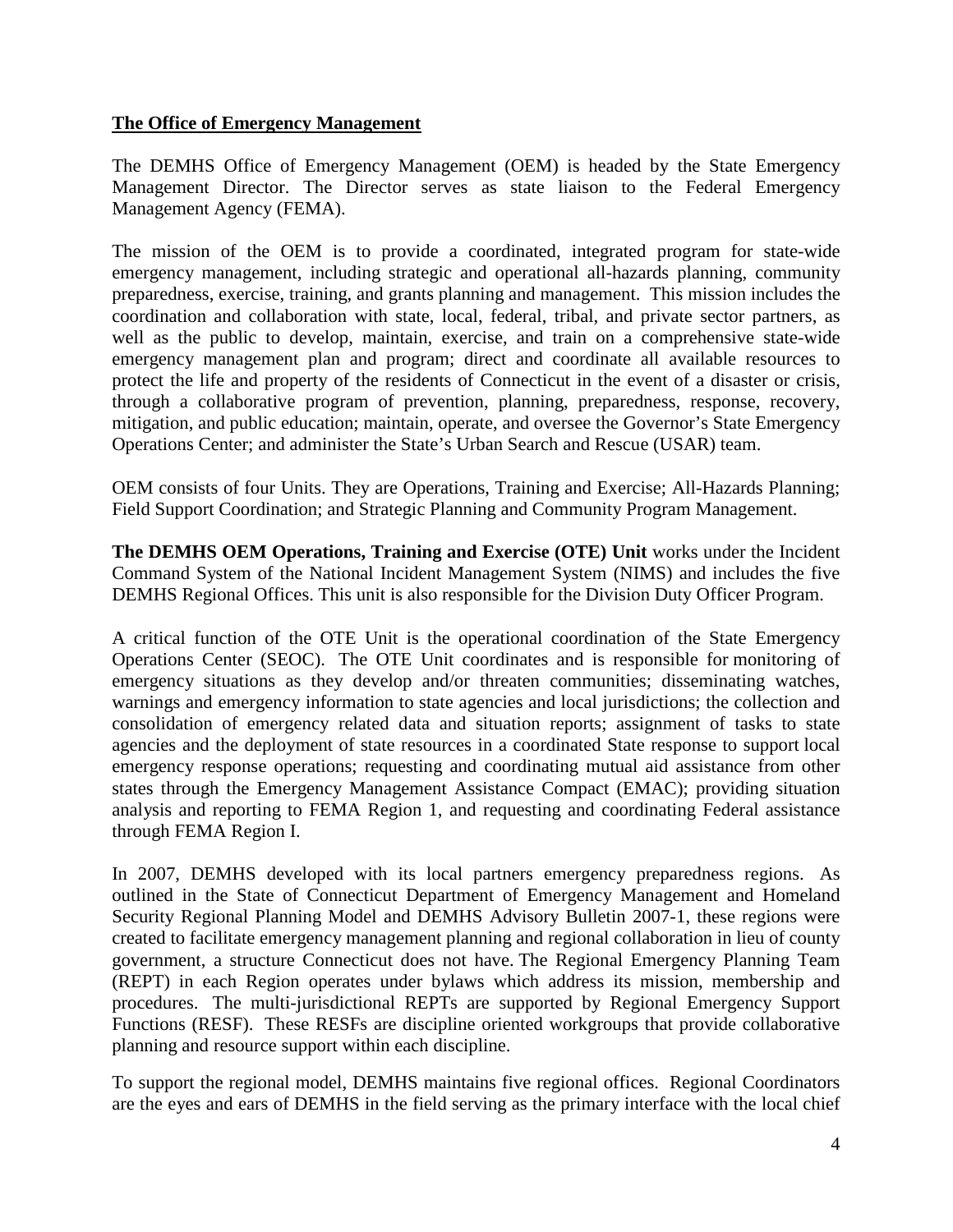## The Office of Emergency Management

The DEMHS Office of Emergency Management (OEM) is headed by the State Emergency Management Director. The Director serves as state liaison to the Federal Emergency Management Agency (FEMA).

The mission of the OEM is to provide a coordinated, integrated program for state-wide emergency management, including strategic and operational all-hazards planning, community preparedness, exercise, training, and grants planning and management. This mission includes the coordination and collaboration with state, local, federal, tribal, and private sector partners, as well as the public to develop, maintain, exercise, and train on a comprehensive state-wide emergency management plan and program; direct and coordinate all available resources to protect the life and property of the residents of Connecticut in the event of a disaster or crisis, through a collaborative program of prevention, planning, preparedness, response, recovery, mitigation, and public education; maintain, operate, and oversee the Governor's State Emergency Operations Center; and administer the State's Urban Search and Rescue (USAR) team.

OEM consists of four Units. They are Operations, Training and Exercise; All-Hazards Planning; Field Support Coordination; and Strategic Planning and Community Program Management.

**The DEMHS OEM Operations, Training and Exercise (OTE) Unit** works under the Incident Command System of the National Incident Management System (NIMS) and includes the five DEMHS Regional Offices. This unit is also responsible for the Division Duty Officer Program.

A critical function of the OTE Unit is the operational coordination of the State Emergency Operations Center (SEOC). The OTE Unit coordinates and is responsible for monitoring of emergency situations as they develop and/or threaten communities; disseminating watches, warnings and emergency information to state agencies and local jurisdictions; the collection and consolidation of emergency related data and situation reports; assignment of tasks to state agencies and the deployment of state resources in a coordinated State response to support local emergency response operations; requesting and coordinating mutual aid assistance from other states through the Emergency Management Assistance Compact (EMAC); providing situation analysis and reporting to FEMA Region 1, and requesting and coordinating Federal assistance through FEMA Region I.

In 2007, DEMHS developed with its local partners emergency preparedness regions. As outlined in the State of Connecticut Department of Emergency Management and Homeland Security Regional Planning Model and DEMHS Advisory Bulletin 2007-1, these regions were created to facilitate emergency management planning and regional collaboration in lieu of county government, a structure Connecticut does not have. The Regional Emergency Planning Team (REPT) in each Region operates under bylaws which address its mission, membership and procedures. The multi-jurisdictional REPTs are supported by Regional Emergency Support Functions (RESF). These RESFs are discipline oriented workgroups that provide collaborative planning and resource support within each discipline.

To support the regional model, DEMHS maintains five regional offices. Regional Coordinators are the eyes and ears of DEMHS in the field serving as the primary interface with the local chief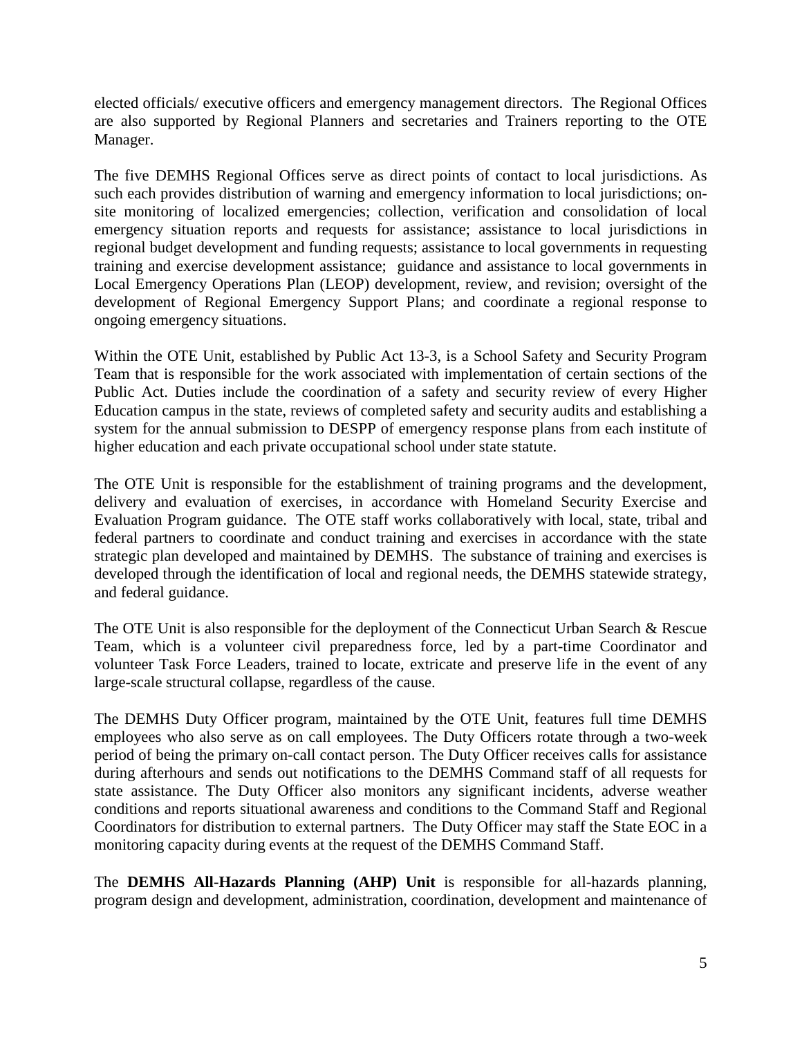elected officials/ executive officers and emergency management directors. The Regional Offices are also supported by Regional Planners and secretaries and Trainers reporting to the OTE Manager.

The five DEMHS Regional Offices serve as direct points of contact to local jurisdictions. As such each provides distribution of warning and emergency information to local jurisdictions; on-site monitoring of localized emergencies; collection, verification and consolidation of local emergency situation reports and requests for assistance; assistance to local jurisdictions in regional budget development and funding requests; assistance to local governments in requesting training and exercise development assistance; guidance and assistance to local governments in Local Emergency Operations Plan (LEOP) development, review, and revision; oversight of the development of Regional Emergency Support Plans; and coordinate a regional response to ongoing emergency situations.

Within the OTE Unit, established by Public Act 13-3, is a School Safety and Security Program Team that is responsible for the work associated with implementation of certain sections of the Public Act. Duties include the coordination of a safety and security review of every Higher Education campus in the state, reviews of completed safety and security audits and establishing a system for the annual submission to DESPP of emergency response plans from each institute of higher education and each private occupational school under state statute.

The OTE Unit is responsible for the establishment of training programs and the development, delivery and evaluation of exercises, in accordance with Homeland Security Exercise and Evaluation Program guidance. The OTE staff works collaboratively with local, state, tribal and federal partners to coordinate and conduct training and exercises in accordance with the state strategic plan developed and maintained by DEMHS. The substance of training and exercises is developed through the identification of local and regional needs, the DEMHS statewide strategy, and federal guidance.

The OTE Unit is also responsible for the deployment of the Connecticut Urban Search & Rescue Team, which is a volunteer civil preparedness force, led by a part-time Coordinator and volunteer Task Force Leaders, trained to locate, extricate and preserve life in the event of any large-scale structural collapse, regardless of the cause.

The DEMHS Duty Officer program, maintained by the OTE Unit, features full time DEMHS employees who also serve as on call employees. The Duty Officers rotate through a two-week period of being the primary on-call contact person. The Duty Officer receives calls for assistance during afterhours and sends out notifications to the DEMHS Command staff of all requests for state assistance. The Duty Officer also monitors any significant incidents, adverse weather conditions and reports situational awareness and conditions to the Command Staff and Regional Coordinators for distribution to external partners. The Duty Officer may staff the State EOC in a monitoring capacity during events at the request of the DEMHS Command Staff.

The **DEMHS All-Hazards Planning (AHP) Unit** is responsible for all-hazards planning, program design and development, administration, coordination, development and maintenance of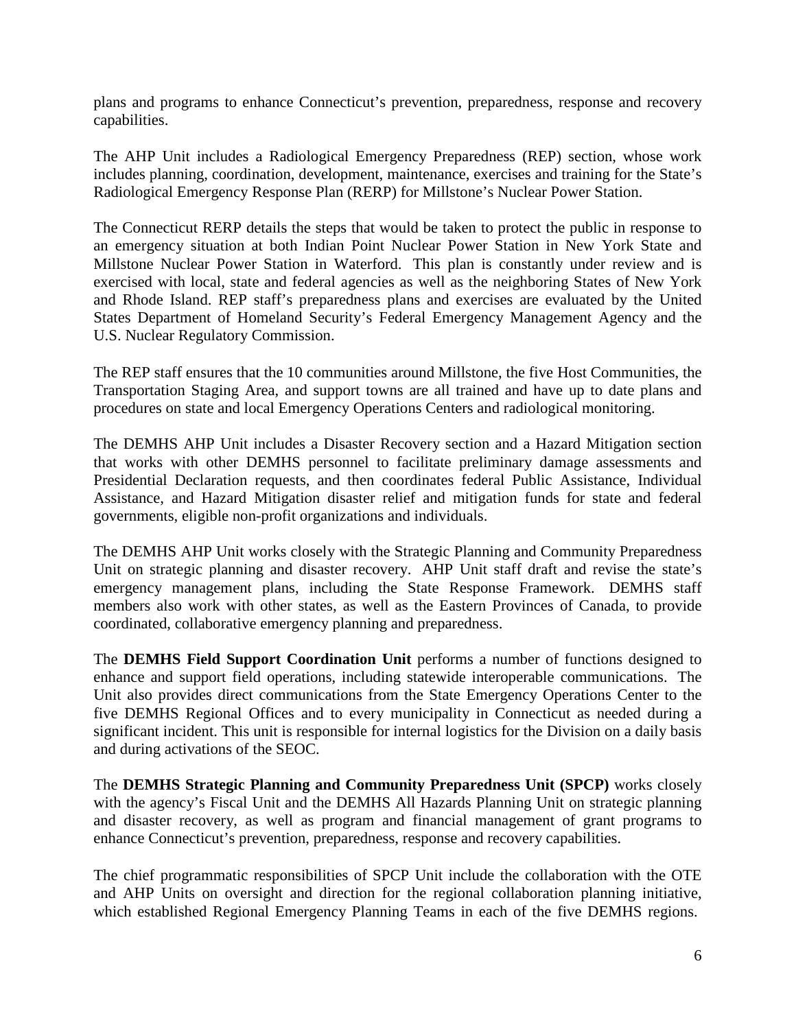plans and programs to enhance Connecticut's prevention, preparedness, response and recovery capabilities.

The AHP Unit includes a Radiological Emergency Preparedness (REP) section, whose work includes planning, coordination, development, maintenance, exercises and training for the State's Radiological Emergency Response Plan (RERP) for Millstone's Nuclear Power Station.

The Connecticut RERP details the steps that would be taken to protect the public in response to an emergency situation at both Indian Point Nuclear Power Station in New York State and Millstone Nuclear Power Station in Waterford. This plan is constantly under review and is exercised with local, state and federal agencies as well as the neighboring States of New York and Rhode Island. REP staff's preparedness plans and exercises are evaluated by the United States Department of Homeland Security's Federal Emergency Management Agency and the U.S. Nuclear Regulatory Commission.

The REP staff ensures that the 10 communities around Millstone, the five Host Communities, the Transportation Staging Area, and support towns are all trained and have up to date plans and procedures on state and local Emergency Operations Centers and radiological monitoring.

The DEMHS AHP Unit includes a Disaster Recovery section and a Hazard Mitigation section that works with other DEMHS personnel to facilitate preliminary damage assessments and Presidential Declaration requests, and then coordinates federal Public Assistance, Individual Assistance, and Hazard Mitigation disaster relief and mitigation funds for state and federal governments, eligible non-profit organizations and individuals.

The DEMHS AHP Unit works closely with the Strategic Planning and Community Preparedness Unit on strategic planning and disaster recovery. AHP Unit staff draft and revise the state's emergency management plans, including the State Response Framework. DEMHS staff members also work with other states, as well as the Eastern Provinces of Canada, to provide coordinated, collaborative emergency planning and preparedness.

The **DEMHS Field Support Coordination Unit** performs a number of functions designed to enhance and support field operations, including statewide interoperable communications. The Unit also provides direct communications from the State Emergency Operations Center to the five DEMHS Regional Offices and to every municipality in Connecticut as needed during a significant incident. This unit is responsible for internal logistics for the Division on a daily basis and during activations of the SEOC.

The **DEMHS Strategic Planning and Community Preparedness Unit (SPCP)** works closely with the agency's Fiscal Unit and the DEMHS All Hazards Planning Unit on strategic planning and disaster recovery, as well as program and financial management of grant programs to enhance Connecticut's prevention, preparedness, response and recovery capabilities.

The chief programmatic responsibilities of SPCP Unit include the collaboration with the OTE and AHP Units on oversight and direction for the regional collaboration planning initiative, which established Regional Emergency Planning Teams in each of the five DEMHS regions.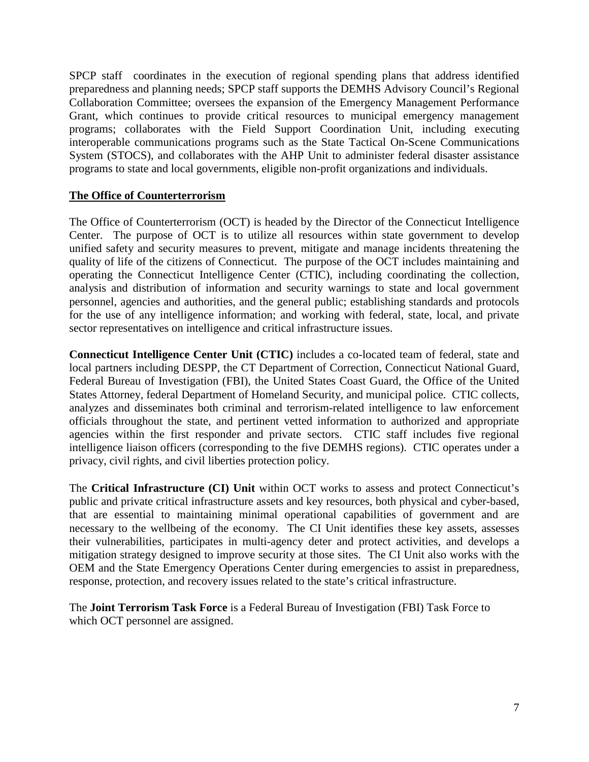SPCP staff coordinates in the execution of regional spending plans that address identified preparedness and planning needs; SPCP staff supports the DEMHS Advisory Council's Regional Collaboration Committee; oversees the expansion of the Emergency Management Performance Grant, which continues to provide critical resources to municipal emergency management programs; collaborates with the Field Support Coordination Unit, including executing interoperable communications programs such as the State Tactical On-Scene Communications System (STOCS), and collaborates with the AHP Unit to administer federal disaster assistance programs to state and local governments, eligible non-profit organizations and individuals.

## The Office of Counterterrorism

The Office of Counterterrorism (OCT) is headed by the Director of the Connecticut Intelligence Center. The purpose of OCT is to utilize all resources within state government to develop unified safety and security measures to prevent, mitigate and manage incidents threatening the quality of life of the citizens of Connecticut. The purpose of the OCT includes maintaining and operating the Connecticut Intelligence Center (CTIC), including coordinating the collection, analysis and distribution of information and security warnings to state and local government personnel, agencies and authorities, and the general public; establishing standards and protocols for the use of any intelligence information; and working with federal, state, local, and private sector representatives on intelligence and critical infrastructure issues.

**Connecticut Intelligence Center Unit (CTIC)** includes a co-located team of federal, state and local partners including DESPP, the CT Department of Correction, Connecticut National Guard, Federal Bureau of Investigation (FBI), the United States Coast Guard, the Office of the United States Attorney, federal Department of Homeland Security, and municipal police. CTIC collects, analyzes and disseminates both criminal and terrorism-related intelligence to law enforcement officials throughout the state, and pertinent vetted information to authorized and appropriate agencies within the first responder and private sectors. CTIC staff includes five regional intelligence liaison officers (corresponding to the five DEMHS regions). CTIC operates under a privacy, civil rights, and civil liberties protection policy.

The **Critical Infrastructure (CI) Unit** within OCT works to assess and protect Connecticut's public and private critical infrastructure assets and key resources, both physical and cyber-based, that are essential to maintaining minimal operational capabilities of government and are necessary to the wellbeing of the economy. The CI Unit identifies these key assets, assesses their vulnerabilities, participates in multi-agency deter and protect activities, and develops a mitigation strategy designed to improve security at those sites. The CI Unit also works with the OEM and the State Emergency Operations Center during emergencies to assist in preparedness, response, protection, and recovery issues related to the state's critical infrastructure.

The **Joint Terrorism Task Force** is a Federal Bureau of Investigation (FBI) Task Force to which OCT personnel are assigned.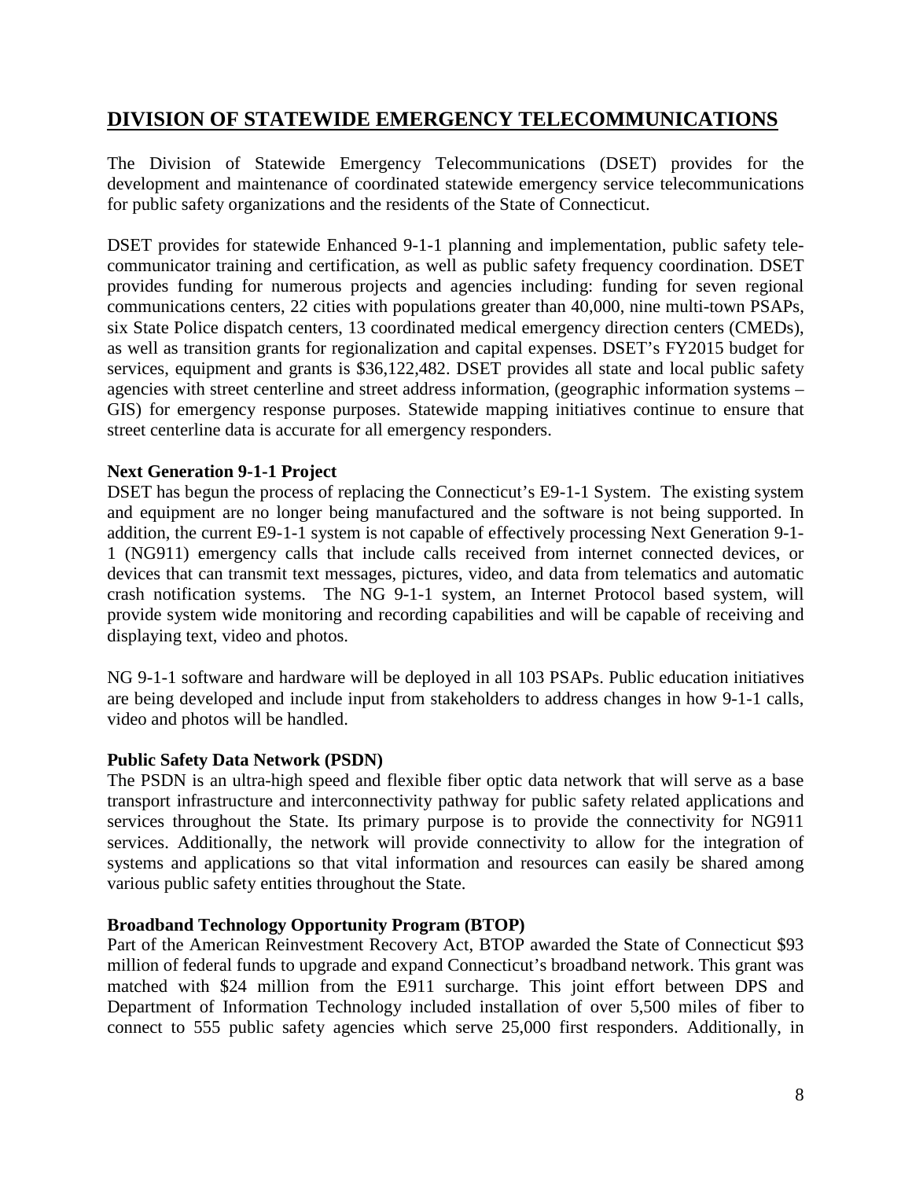## DIVISION OF STATEWIDE EMERGENCY TELECOMMUNICATIONS

The Division of Statewide Emergency Telecommunications (DSET) provides for the development and maintenance of coordinated statewide emergency service telecommunications for public safety organizations and the residents of the State of Connecticut.

DSET provides for statewide Enhanced 9-1-1 planning and implementation, public safety telecommunicator training and certification, as well as public safety frequency coordination. DSET provides funding for numerous projects and agencies including: funding for seven regional communications centers, 22 cities with populations greater than 40,000, nine multi-town PSAPs, six State Police dispatch centers, 13 coordinated medical emergency direction centers (CMEDs), as well as transition grants for regionalization and capital expenses. DSET's FY2015 budget for services, equipment and grants is $36,122,482. DSET provides all state and local public safety agencies with street centerline and street address information, (geographic information systems – GIS) for emergency response purposes. Statewide mapping initiatives continue to ensure that street centerline data is accurate for all emergency responders.

**Next Generation 9-1-1 Project**

DSET has begun the process of replacing the Connecticut's E9-1-1 System. The existing system and equipment are no longer being manufactured and the software is not being supported. In addition, the current E9-1-1 system is not capable of effectively processing Next Generation 9-1-1 (NG911) emergency calls that include calls received from internet connected devices, or devices that can transmit text messages, pictures, video, and data from telematics and automatic crash notification systems. The NG 9-1-1 system, an Internet Protocol based system, will provide system wide monitoring and recording capabilities and will be capable of receiving and displaying text, video and photos.

NG 9-1-1 software and hardware will be deployed in all 103 PSAPs. Public education initiatives are being developed and include input from stakeholders to address changes in how 9-1-1 calls, video and photos will be handled.

**Public Safety Data Network (PSDN)**

The PSDN is an ultra-high speed and flexible fiber optic data network that will serve as a base transport infrastructure and interconnectivity pathway for public safety related applications and services throughout the State. Its primary purpose is to provide the connectivity for NG911 services. Additionally, the network will provide connectivity to allow for the integration of systems and applications so that vital information and resources can easily be shared among various public safety entities throughout the State.

**Broadband Technology Opportunity Program (BTOP)**

Part of the American Reinvestment Recovery Act, BTOP awarded the State of Connecticut $93 million of federal funds to upgrade and expand Connecticut's broadband network. This grant was matched with $24 million from the E911 surcharge. This joint effort between DPS and Department of Information Technology included installation of over 5,500 miles of fiber to connect to 555 public safety agencies which serve 25,000 first responders. Additionally, in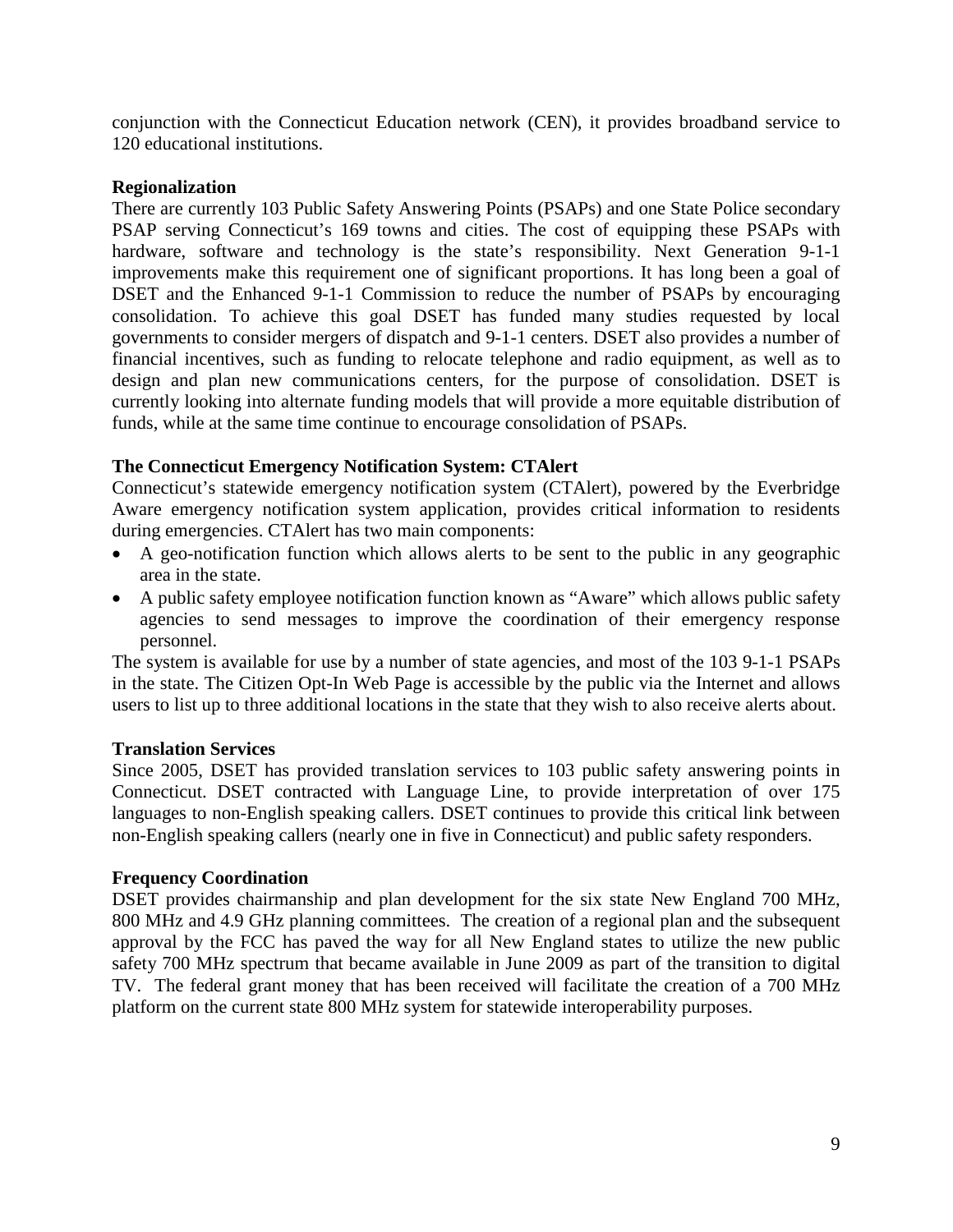conjunction with the Connecticut Education network (CEN), it provides broadband service to 120 educational institutions.

**Regionalization**

There are currently 103 Public Safety Answering Points (PSAPs) and one State Police secondary PSAP serving Connecticut's 169 towns and cities. The cost of equipping these PSAPs with hardware, software and technology is the state's responsibility. Next Generation 9-1-1 improvements make this requirement one of significant proportions. It has long been a goal of DSET and the Enhanced 9-1-1 Commission to reduce the number of PSAPs by encouraging consolidation. To achieve this goal DSET has funded many studies requested by local governments to consider mergers of dispatch and 9-1-1 centers. DSET also provides a number of financial incentives, such as funding to relocate telephone and radio equipment, as well as to design and plan new communications centers, for the purpose of consolidation. DSET is currently looking into alternate funding models that will provide a more equitable distribution of funds, while at the same time continue to encourage consolidation of PSAPs.

**The Connecticut Emergency Notification System: CTAlert**

Connecticut's statewide emergency notification system (CTAlert), powered by the Everbridge Aware emergency notification system application, provides critical information to residents during emergencies. CTAlert has two main components:

- A geo-notification function which allows alerts to be sent to the public in any geographic area in the state.
- A public safety employee notification function known as "Aware" which allows public safety agencies to send messages to improve the coordination of their emergency response personnel.

The system is available for use by a number of state agencies, and most of the 103 9-1-1 PSAPs in the state. The Citizen Opt-In Web Page is accessible by the public via the Internet and allows users to list up to three additional locations in the state that they wish to also receive alerts about.

**Translation Services**

Since 2005, DSET has provided translation services to 103 public safety answering points in Connecticut. DSET contracted with Language Line, to provide interpretation of over 175 languages to non-English speaking callers. DSET continues to provide this critical link between non-English speaking callers (nearly one in five in Connecticut) and public safety responders.

**Frequency Coordination**

DSET provides chairmanship and plan development for the six state New England 700 MHz, 800 MHz and 4.9 GHz planning committees. The creation of a regional plan and the subsequent approval by the FCC has paved the way for all New England states to utilize the new public safety 700 MHz spectrum that became available in June 2009 as part of the transition to digital TV. The federal grant money that has been received will facilitate the creation of a 700 MHz platform on the current state 800 MHz system for statewide interoperability purposes.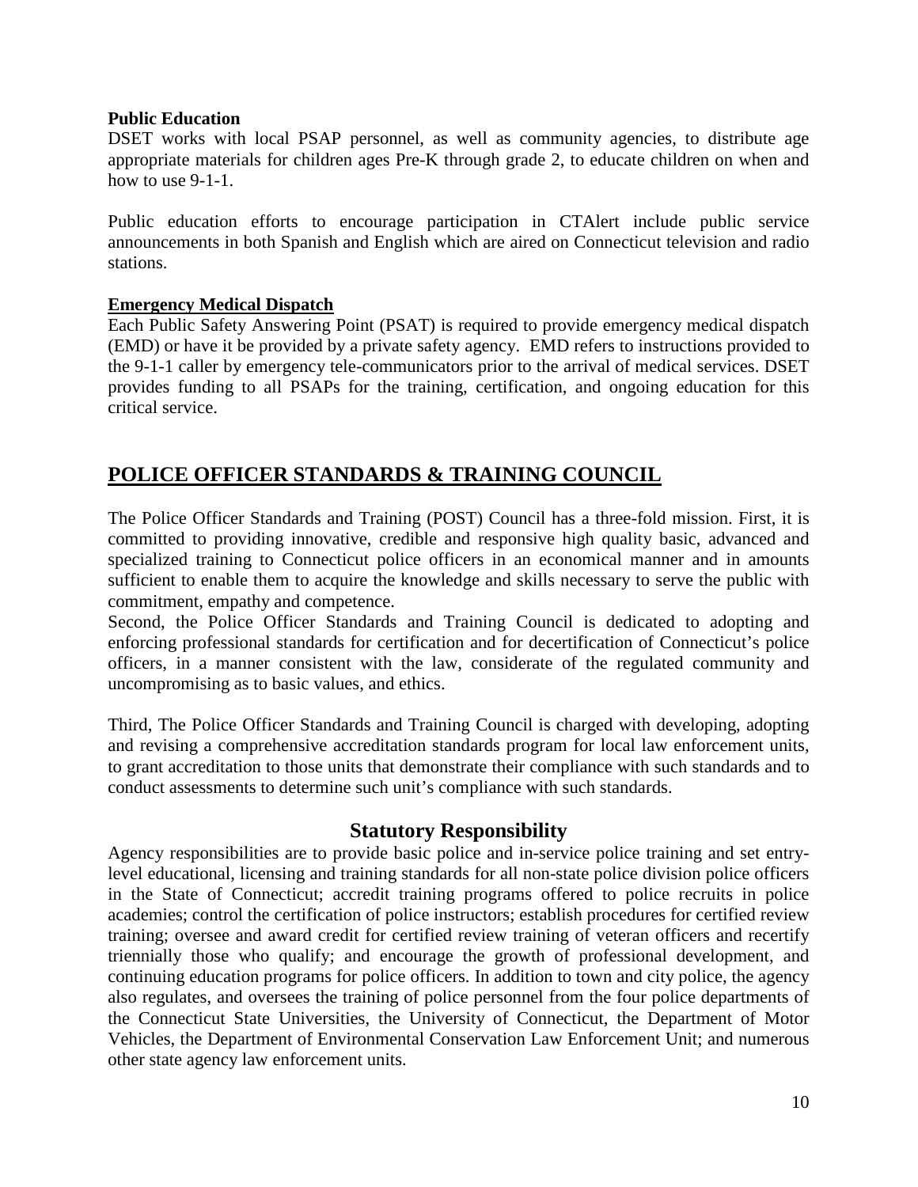**Public Education**

DSET works with local PSAP personnel, as well as community agencies, to distribute age appropriate materials for children ages Pre-K through grade 2, to educate children on when and how to use 9-1-1.

Public education efforts to encourage participation in CTAlert include public service announcements in both Spanish and English which are aired on Connecticut television and radio stations.

**Emergency Medical Dispatch**

Each Public Safety Answering Point (PSAT) is required to provide emergency medical dispatch (EMD) or have it be provided by a private safety agency. EMD refers to instructions provided to the 9-1-1 caller by emergency tele-communicators prior to the arrival of medical services. DSET provides funding to all PSAPs for the training, certification, and ongoing education for this critical service.

## POLICE OFFICER STANDARDS & TRAINING COUNCIL

The Police Officer Standards and Training (POST) Council has a three-fold mission. First, it is committed to providing innovative, credible and responsive high quality basic, advanced and specialized training to Connecticut police officers in an economical manner and in amounts sufficient to enable them to acquire the knowledge and skills necessary to serve the public with commitment, empathy and competence.

Second, the Police Officer Standards and Training Council is dedicated to adopting and enforcing professional standards for certification and for decertification of Connecticut's police officers, in a manner consistent with the law, considerate of the regulated community and uncompromising as to basic values, and ethics.

Third, The Police Officer Standards and Training Council is charged with developing, adopting and revising a comprehensive accreditation standards program for local law enforcement units, to grant accreditation to those units that demonstrate their compliance with such standards and to conduct assessments to determine such unit's compliance with such standards.

### Statutory Responsibility

Agency responsibilities are to provide basic police and in-service police training and set entry-level educational, licensing and training standards for all non-state police division police officers in the State of Connecticut; accredit training programs offered to police recruits in police academies; control the certification of police instructors; establish procedures for certified review training; oversee and award credit for certified review training of veteran officers and recertify triennially those who qualify; and encourage the growth of professional development, and continuing education programs for police officers. In addition to town and city police, the agency also regulates, and oversees the training of police personnel from the four police departments of the Connecticut State Universities, the University of Connecticut, the Department of Motor Vehicles, the Department of Environmental Conservation Law Enforcement Unit; and numerous other state agency law enforcement units.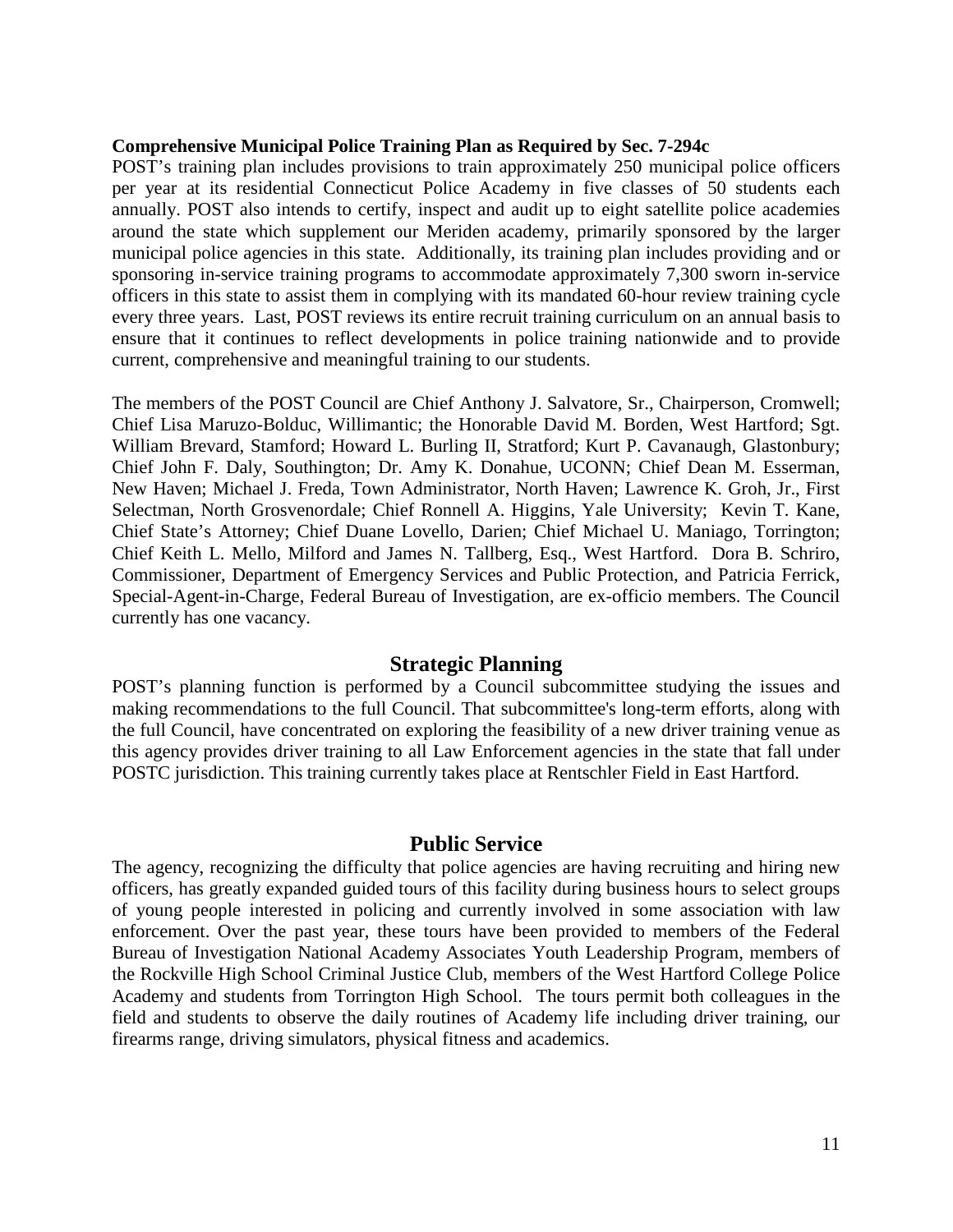**Comprehensive Municipal Police Training Plan as Required by Sec. 7-294c**

POST's training plan includes provisions to train approximately 250 municipal police officers per year at its residential Connecticut Police Academy in five classes of 50 students each annually. POST also intends to certify, inspect and audit up to eight satellite police academies around the state which supplement our Meriden academy, primarily sponsored by the larger municipal police agencies in this state. Additionally, its training plan includes providing and or sponsoring in-service training programs to accommodate approximately 7,300 sworn in-service officers in this state to assist them in complying with its mandated 60-hour review training cycle every three years. Last, POST reviews its entire recruit training curriculum on an annual basis to ensure that it continues to reflect developments in police training nationwide and to provide current, comprehensive and meaningful training to our students.

The members of the POST Council are Chief Anthony J. Salvatore, Sr., Chairperson, Cromwell; Chief Lisa Maruzo-Bolduc, Willimantic; the Honorable David M. Borden, West Hartford; Sgt. William Brevard, Stamford; Howard L. Burling II, Stratford; Kurt P. Cavanaugh, Glastonbury; Chief John F. Daly, Southington; Dr. Amy K. Donahue, UCONN; Chief Dean M. Esserman, New Haven; Michael J. Freda, Town Administrator, North Haven; Lawrence K. Groh, Jr., First Selectman, North Grosvenordale; Chief Ronnell A. Higgins, Yale University; Kevin T. Kane, Chief State's Attorney; Chief Duane Lovello, Darien; Chief Michael U. Maniago, Torrington; Chief Keith L. Mello, Milford and James N. Tallberg, Esq., West Hartford. Dora B. Schriro, Commissioner, Department of Emergency Services and Public Protection, and Patricia Ferrick, Special-Agent-in-Charge, Federal Bureau of Investigation, are ex-officio members. The Council currently has one vacancy.

## Strategic Planning

POST's planning function is performed by a Council subcommittee studying the issues and making recommendations to the full Council. That subcommittee's long-term efforts, along with the full Council, have concentrated on exploring the feasibility of a new driver training venue as this agency provides driver training to all Law Enforcement agencies in the state that fall under POSTC jurisdiction. This training currently takes place at Rentschler Field in East Hartford.

## Public Service

The agency, recognizing the difficulty that police agencies are having recruiting and hiring new officers, has greatly expanded guided tours of this facility during business hours to select groups of young people interested in policing and currently involved in some association with law enforcement. Over the past year, these tours have been provided to members of the Federal Bureau of Investigation National Academy Associates Youth Leadership Program, members of the Rockville High School Criminal Justice Club, members of the West Hartford College Police Academy and students from Torrington High School. The tours permit both colleagues in the field and students to observe the daily routines of Academy life including driver training, our firearms range, driving simulators, physical fitness and academics.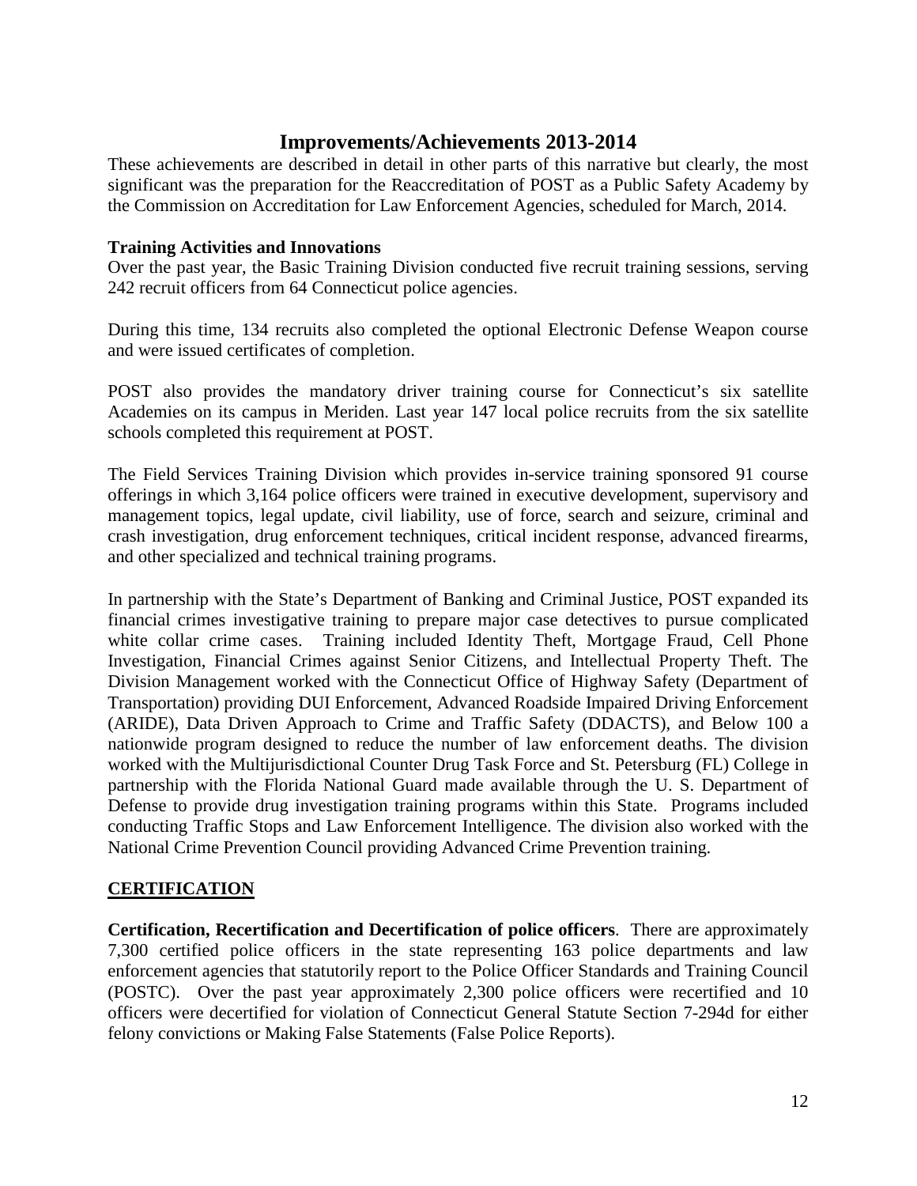## Improvements/Achievements 2013-2014

These achievements are described in detail in other parts of this narrative but clearly, the most significant was the preparation for the Reaccreditation of POST as a Public Safety Academy by the Commission on Accreditation for Law Enforcement Agencies, scheduled for March, 2014.

**Training Activities and Innovations**

Over the past year, the Basic Training Division conducted five recruit training sessions, serving 242 recruit officers from 64 Connecticut police agencies.

During this time, 134 recruits also completed the optional Electronic Defense Weapon course and were issued certificates of completion.

POST also provides the mandatory driver training course for Connecticut's six satellite Academies on its campus in Meriden. Last year 147 local police recruits from the six satellite schools completed this requirement at POST.

The Field Services Training Division which provides in-service training sponsored 91 course offerings in which 3,164 police officers were trained in executive development, supervisory and management topics, legal update, civil liability, use of force, search and seizure, criminal and crash investigation, drug enforcement techniques, critical incident response, advanced firearms, and other specialized and technical training programs.

In partnership with the State's Department of Banking and Criminal Justice, POST expanded its financial crimes investigative training to prepare major case detectives to pursue complicated white collar crime cases. Training included Identity Theft, Mortgage Fraud, Cell Phone Investigation, Financial Crimes against Senior Citizens, and Intellectual Property Theft. The Division Management worked with the Connecticut Office of Highway Safety (Department of Transportation) providing DUI Enforcement, Advanced Roadside Impaired Driving Enforcement (ARIDE), Data Driven Approach to Crime and Traffic Safety (DDACTS), and Below 100 a nationwide program designed to reduce the number of law enforcement deaths. The division worked with the Multijurisdictional Counter Drug Task Force and St. Petersburg (FL) College in partnership with the Florida National Guard made available through the U. S. Department of Defense to provide drug investigation training programs within this State. Programs included conducting Traffic Stops and Law Enforcement Intelligence. The division also worked with the National Crime Prevention Council providing Advanced Crime Prevention training.

## CERTIFICATION

**Certification, Recertification and Decertification of police officers**. There are approximately 7,300 certified police officers in the state representing 163 police departments and law enforcement agencies that statutorily report to the Police Officer Standards and Training Council (POSTC). Over the past year approximately 2,300 police officers were recertified and 10 officers were decertified for violation of Connecticut General Statute Section 7-294d for either felony convictions or Making False Statements (False Police Reports).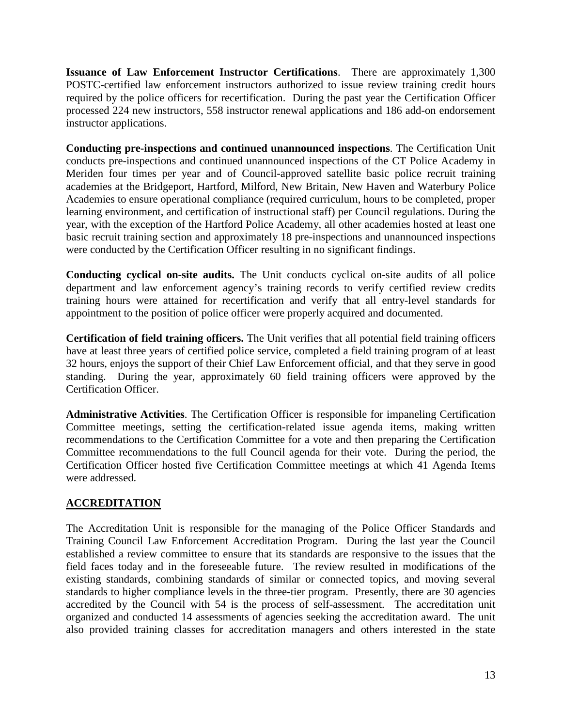**Issuance of Law Enforcement Instructor Certifications**. There are approximately 1,300 POSTC-certified law enforcement instructors authorized to issue review training credit hours required by the police officers for recertification. During the past year the Certification Officer processed 224 new instructors, 558 instructor renewal applications and 186 add-on endorsement instructor applications.

**Conducting pre-inspections and continued unannounced inspections**. The Certification Unit conducts pre-inspections and continued unannounced inspections of the CT Police Academy in Meriden four times per year and of Council-approved satellite basic police recruit training academies at the Bridgeport, Hartford, Milford, New Britain, New Haven and Waterbury Police Academies to ensure operational compliance (required curriculum, hours to be completed, proper learning environment, and certification of instructional staff) per Council regulations. During the year, with the exception of the Hartford Police Academy, all other academies hosted at least one basic recruit training section and approximately 18 pre-inspections and unannounced inspections were conducted by the Certification Officer resulting in no significant findings.

**Conducting cyclical on-site audits.** The Unit conducts cyclical on-site audits of all police department and law enforcement agency's training records to verify certified review credits training hours were attained for recertification and verify that all entry-level standards for appointment to the position of police officer were properly acquired and documented.

**Certification of field training officers.** The Unit verifies that all potential field training officers have at least three years of certified police service, completed a field training program of at least 32 hours, enjoys the support of their Chief Law Enforcement official, and that they serve in good standing. During the year, approximately 60 field training officers were approved by the Certification Officer.

**Administrative Activities**. The Certification Officer is responsible for impaneling Certification Committee meetings, setting the certification-related issue agenda items, making written recommendations to the Certification Committee for a vote and then preparing the Certification Committee recommendations to the full Council agenda for their vote. During the period, the Certification Officer hosted five Certification Committee meetings at which 41 Agenda Items were addressed.

## ACCREDITATION

The Accreditation Unit is responsible for the managing of the Police Officer Standards and Training Council Law Enforcement Accreditation Program. During the last year the Council established a review committee to ensure that its standards are responsive to the issues that the field faces today and in the foreseeable future. The review resulted in modifications of the existing standards, combining standards of similar or connected topics, and moving several standards to higher compliance levels in the three-tier program. Presently, there are 30 agencies accredited by the Council with 54 is the process of self-assessment. The accreditation unit organized and conducted 14 assessments of agencies seeking the accreditation award. The unit also provided training classes for accreditation managers and others interested in the state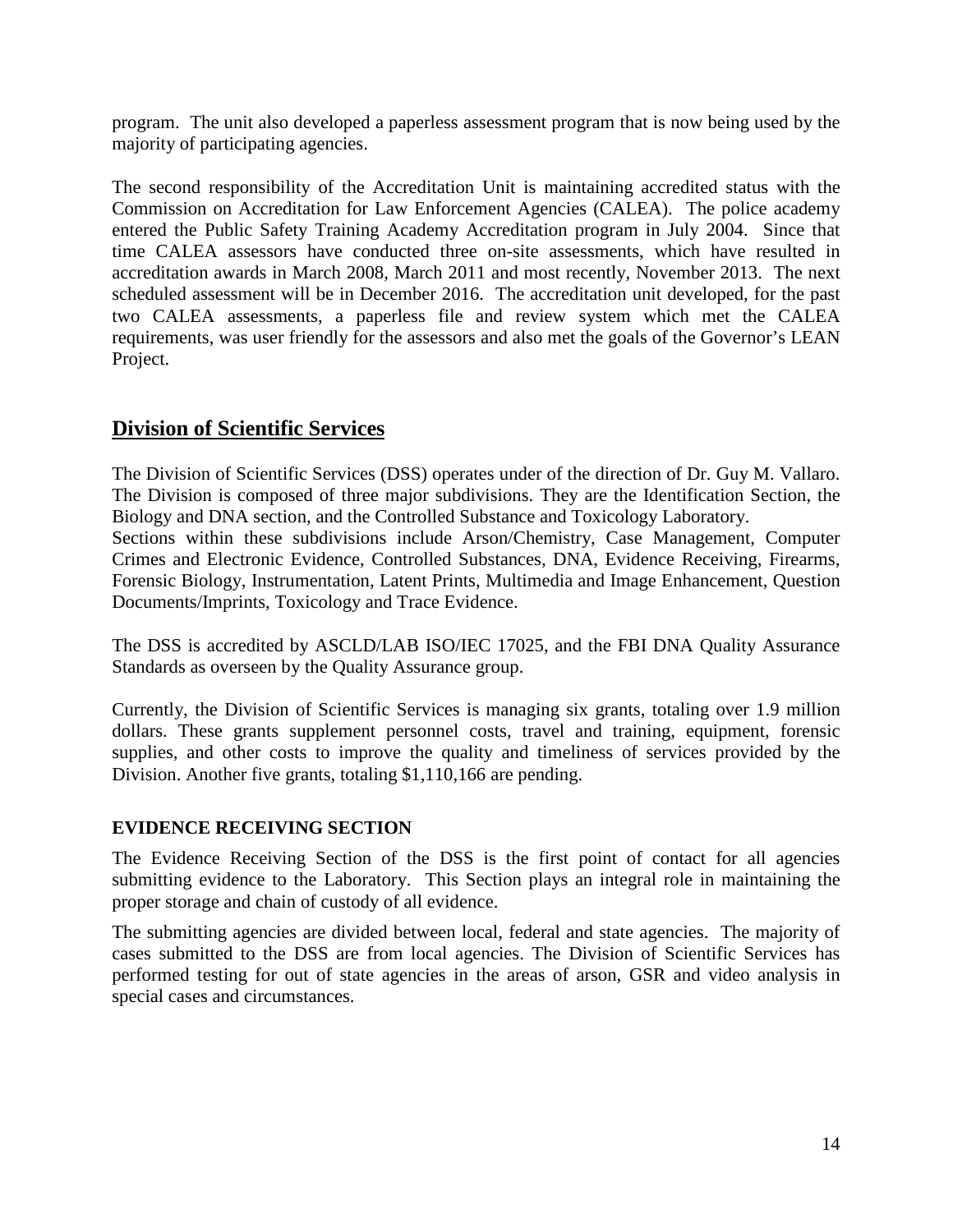program. The unit also developed a paperless assessment program that is now being used by the majority of participating agencies.

The second responsibility of the Accreditation Unit is maintaining accredited status with the Commission on Accreditation for Law Enforcement Agencies (CALEA). The police academy entered the Public Safety Training Academy Accreditation program in July 2004. Since that time CALEA assessors have conducted three on-site assessments, which have resulted in accreditation awards in March 2008, March 2011 and most recently, November 2013. The next scheduled assessment will be in December 2016. The accreditation unit developed, for the past two CALEA assessments, a paperless file and review system which met the CALEA requirements, was user friendly for the assessors and also met the goals of the Governor's LEAN Project.

## Division of Scientific Services

The Division of Scientific Services (DSS) operates under of the direction of Dr. Guy M. Vallaro. The Division is composed of three major subdivisions. They are the Identification Section, the Biology and DNA section, and the Controlled Substance and Toxicology Laboratory.
Sections within these subdivisions include Arson/Chemistry, Case Management, Computer Crimes and Electronic Evidence, Controlled Substances, DNA, Evidence Receiving, Firearms, Forensic Biology, Instrumentation, Latent Prints, Multimedia and Image Enhancement, Question Documents/Imprints, Toxicology and Trace Evidence.

The DSS is accredited by ASCLD/LAB ISO/IEC 17025, and the FBI DNA Quality Assurance Standards as overseen by the Quality Assurance group.

Currently, the Division of Scientific Services is managing six grants, totaling over 1.9 million dollars. These grants supplement personnel costs, travel and training, equipment, forensic supplies, and other costs to improve the quality and timeliness of services provided by the Division. Another five grants, totaling $1,110,166 are pending.

### EVIDENCE RECEIVING SECTION

The Evidence Receiving Section of the DSS is the first point of contact for all agencies submitting evidence to the Laboratory. This Section plays an integral role in maintaining the proper storage and chain of custody of all evidence.

The submitting agencies are divided between local, federal and state agencies. The majority of cases submitted to the DSS are from local agencies. The Division of Scientific Services has performed testing for out of state agencies in the areas of arson, GSR and video analysis in special cases and circumstances.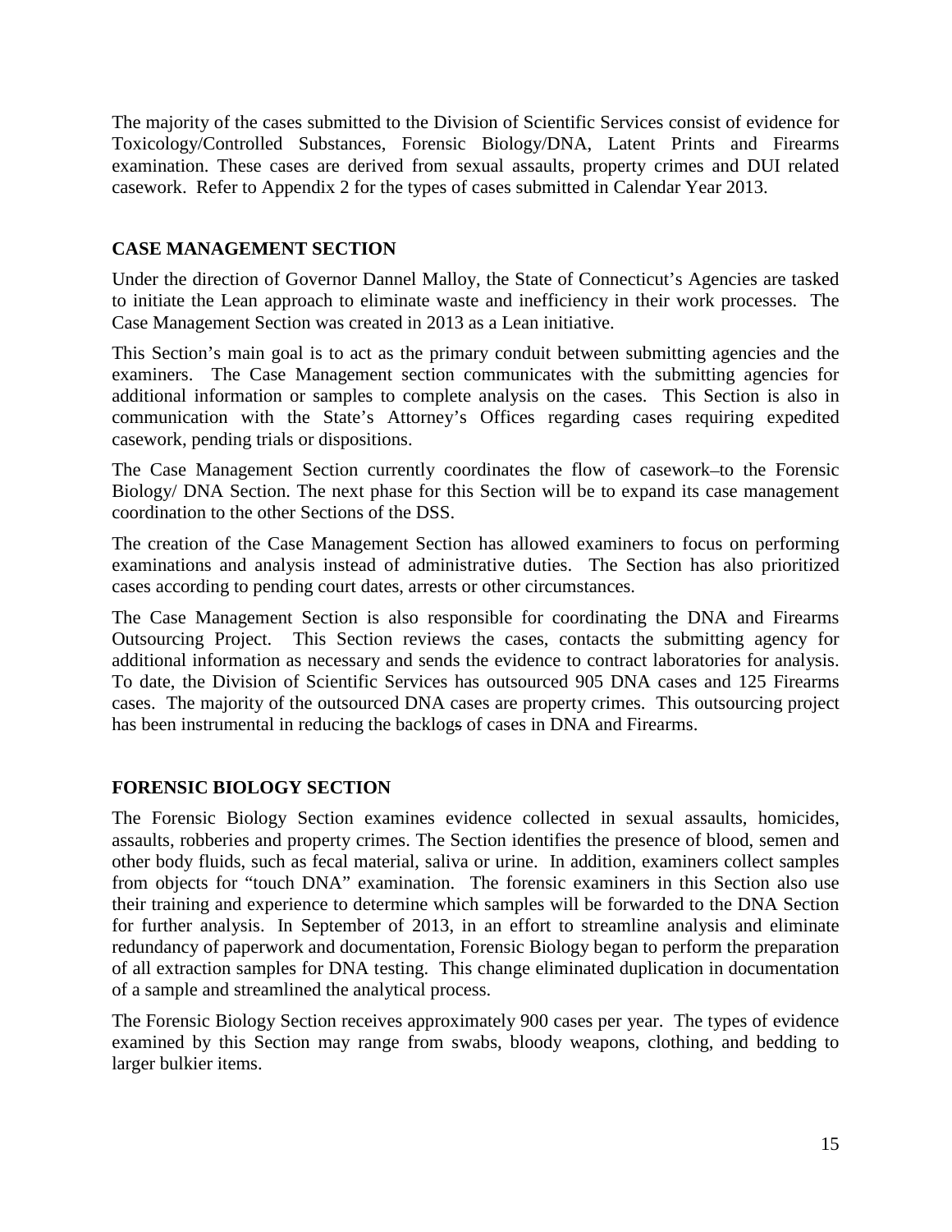The majority of the cases submitted to the Division of Scientific Services consist of evidence for Toxicology/Controlled Substances, Forensic Biology/DNA, Latent Prints and Firearms examination. These cases are derived from sexual assaults, property crimes and DUI related casework. Refer to Appendix 2 for the types of cases submitted in Calendar Year 2013.

## CASE MANAGEMENT SECTION

Under the direction of Governor Dannel Malloy, the State of Connecticut's Agencies are tasked to initiate the Lean approach to eliminate waste and inefficiency in their work processes. The Case Management Section was created in 2013 as a Lean initiative.

This Section's main goal is to act as the primary conduit between submitting agencies and the examiners. The Case Management section communicates with the submitting agencies for additional information or samples to complete analysis on the cases. This Section is also in communication with the State's Attorney's Offices regarding cases requiring expedited casework, pending trials or dispositions.

The Case Management Section currently coordinates the flow of casework to the Forensic Biology/ DNA Section. The next phase for this Section will be to expand its case management coordination to the other Sections of the DSS.

The creation of the Case Management Section has allowed examiners to focus on performing examinations and analysis instead of administrative duties. The Section has also prioritized cases according to pending court dates, arrests or other circumstances.

The Case Management Section is also responsible for coordinating the DNA and Firearms Outsourcing Project. This Section reviews the cases, contacts the submitting agency for additional information as necessary and sends the evidence to contract laboratories for analysis. To date, the Division of Scientific Services has outsourced 905 DNA cases and 125 Firearms cases. The majority of the outsourced DNA cases are property crimes. This outsourcing project has been instrumental in reducing the backlogs of cases in DNA and Firearms.

## FORENSIC BIOLOGY SECTION

The Forensic Biology Section examines evidence collected in sexual assaults, homicides, assaults, robberies and property crimes. The Section identifies the presence of blood, semen and other body fluids, such as fecal material, saliva or urine. In addition, examiners collect samples from objects for "touch DNA" examination. The forensic examiners in this Section also use their training and experience to determine which samples will be forwarded to the DNA Section for further analysis. In September of 2013, in an effort to streamline analysis and eliminate redundancy of paperwork and documentation, Forensic Biology began to perform the preparation of all extraction samples for DNA testing. This change eliminated duplication in documentation of a sample and streamlined the analytical process.

The Forensic Biology Section receives approximately 900 cases per year. The types of evidence examined by this Section may range from swabs, bloody weapons, clothing, and bedding to larger bulkier items.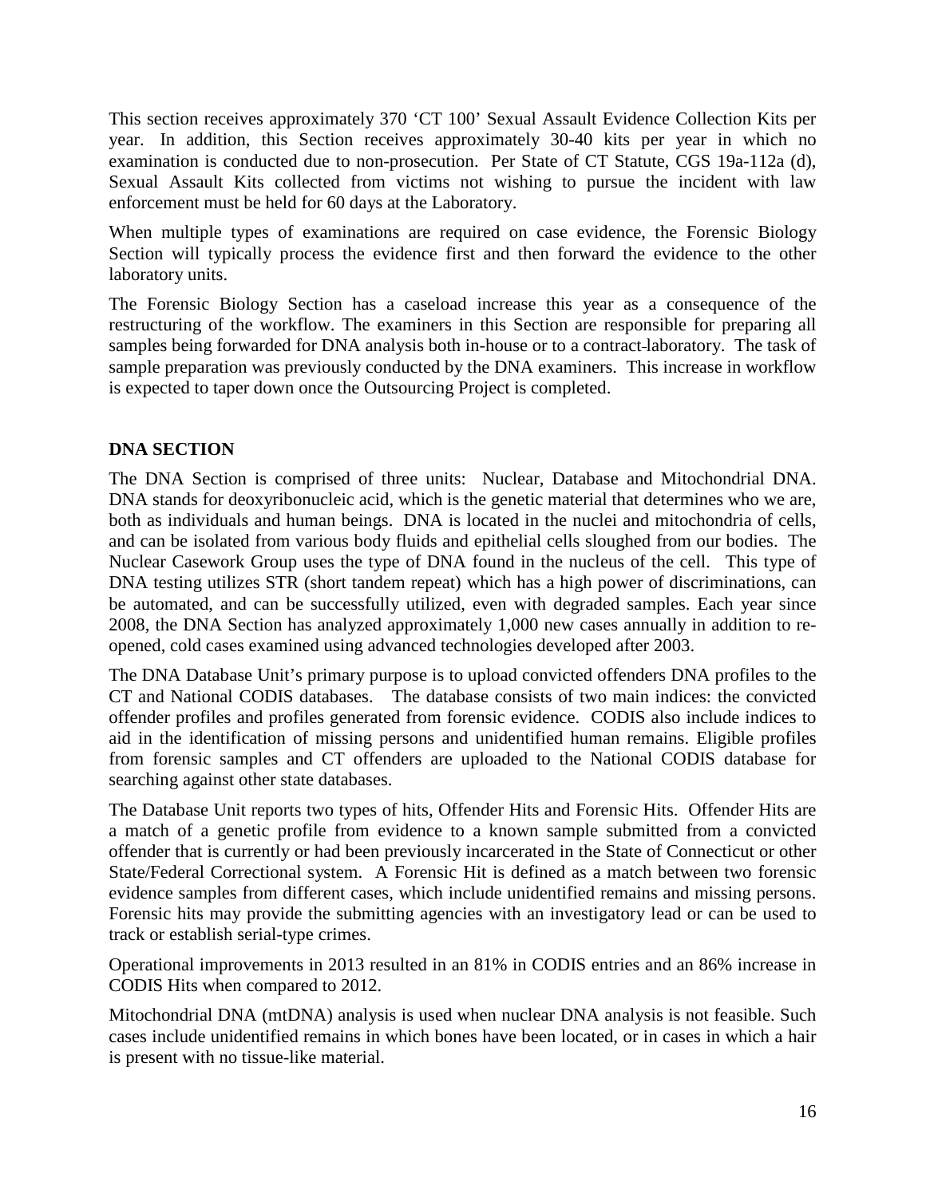This section receives approximately 370 'CT 100' Sexual Assault Evidence Collection Kits per year. In addition, this Section receives approximately 30-40 kits per year in which no examination is conducted due to non-prosecution. Per State of CT Statute, CGS 19a-112a (d), Sexual Assault Kits collected from victims not wishing to pursue the incident with law enforcement must be held for 60 days at the Laboratory.

When multiple types of examinations are required on case evidence, the Forensic Biology Section will typically process the evidence first and then forward the evidence to the other laboratory units.

The Forensic Biology Section has a caseload increase this year as a consequence of the restructuring of the workflow. The examiners in this Section are responsible for preparing all samples being forwarded for DNA analysis both in-house or to a contract-laboratory. The task of sample preparation was previously conducted by the DNA examiners. This increase in workflow is expected to taper down once the Outsourcing Project is completed.

**DNA SECTION**

The DNA Section is comprised of three units: Nuclear, Database and Mitochondrial DNA. DNA stands for deoxyribonucleic acid, which is the genetic material that determines who we are, both as individuals and human beings. DNA is located in the nuclei and mitochondria of cells, and can be isolated from various body fluids and epithelial cells sloughed from our bodies. The Nuclear Casework Group uses the type of DNA found in the nucleus of the cell. This type of DNA testing utilizes STR (short tandem repeat) which has a high power of discriminations, can be automated, and can be successfully utilized, even with degraded samples. Each year since 2008, the DNA Section has analyzed approximately 1,000 new cases annually in addition to re-opened, cold cases examined using advanced technologies developed after 2003.

The DNA Database Unit's primary purpose is to upload convicted offenders DNA profiles to the CT and National CODIS databases. The database consists of two main indices: the convicted offender profiles and profiles generated from forensic evidence. CODIS also include indices to aid in the identification of missing persons and unidentified human remains. Eligible profiles from forensic samples and CT offenders are uploaded to the National CODIS database for searching against other state databases.

The Database Unit reports two types of hits, Offender Hits and Forensic Hits. Offender Hits are a match of a genetic profile from evidence to a known sample submitted from a convicted offender that is currently or had been previously incarcerated in the State of Connecticut or other State/Federal Correctional system. A Forensic Hit is defined as a match between two forensic evidence samples from different cases, which include unidentified remains and missing persons. Forensic hits may provide the submitting agencies with an investigatory lead or can be used to track or establish serial-type crimes.

Operational improvements in 2013 resulted in an 81% in CODIS entries and an 86% increase in CODIS Hits when compared to 2012.

Mitochondrial DNA (mtDNA) analysis is used when nuclear DNA analysis is not feasible. Such cases include unidentified remains in which bones have been located, or in cases in which a hair is present with no tissue-like material.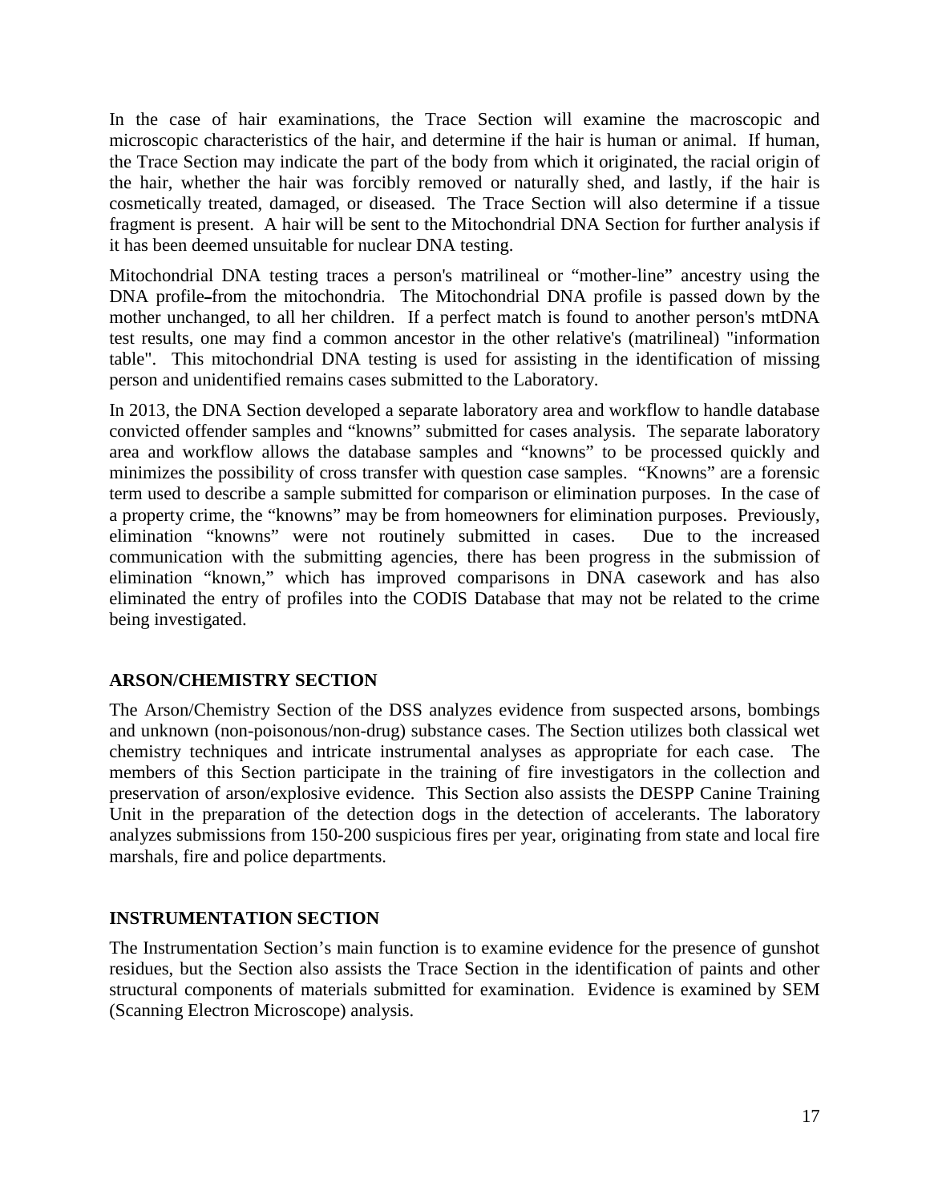In the case of hair examinations, the Trace Section will examine the macroscopic and microscopic characteristics of the hair, and determine if the hair is human or animal. If human, the Trace Section may indicate the part of the body from which it originated, the racial origin of the hair, whether the hair was forcibly removed or naturally shed, and lastly, if the hair is cosmetically treated, damaged, or diseased. The Trace Section will also determine if a tissue fragment is present. A hair will be sent to the Mitochondrial DNA Section for further analysis if it has been deemed unsuitable for nuclear DNA testing.

Mitochondrial DNA testing traces a person's matrilineal or "mother-line" ancestry using the DNA profile–from the mitochondria. The Mitochondrial DNA profile is passed down by the mother unchanged, to all her children. If a perfect match is found to another person's mtDNA test results, one may find a common ancestor in the other relative's (matrilineal) "information table". This mitochondrial DNA testing is used for assisting in the identification of missing person and unidentified remains cases submitted to the Laboratory.

In 2013, the DNA Section developed a separate laboratory area and workflow to handle database convicted offender samples and "knowns" submitted for cases analysis. The separate laboratory area and workflow allows the database samples and "knowns" to be processed quickly and minimizes the possibility of cross transfer with question case samples. "Knowns" are a forensic term used to describe a sample submitted for comparison or elimination purposes. In the case of a property crime, the "knowns" may be from homeowners for elimination purposes. Previously, elimination "knowns" were not routinely submitted in cases. Due to the increased communication with the submitting agencies, there has been progress in the submission of elimination "known," which has improved comparisons in DNA casework and has also eliminated the entry of profiles into the CODIS Database that may not be related to the crime being investigated.

## ARSON/CHEMISTRY SECTION

The Arson/Chemistry Section of the DSS analyzes evidence from suspected arsons, bombings and unknown (non-poisonous/non-drug) substance cases. The Section utilizes both classical wet chemistry techniques and intricate instrumental analyses as appropriate for each case. The members of this Section participate in the training of fire investigators in the collection and preservation of arson/explosive evidence. This Section also assists the DESPP Canine Training Unit in the preparation of the detection dogs in the detection of accelerants. The laboratory analyzes submissions from 150-200 suspicious fires per year, originating from state and local fire marshals, fire and police departments.

## INSTRUMENTATION SECTION

The Instrumentation Section's main function is to examine evidence for the presence of gunshot residues, but the Section also assists the Trace Section in the identification of paints and other structural components of materials submitted for examination. Evidence is examined by SEM (Scanning Electron Microscope) analysis.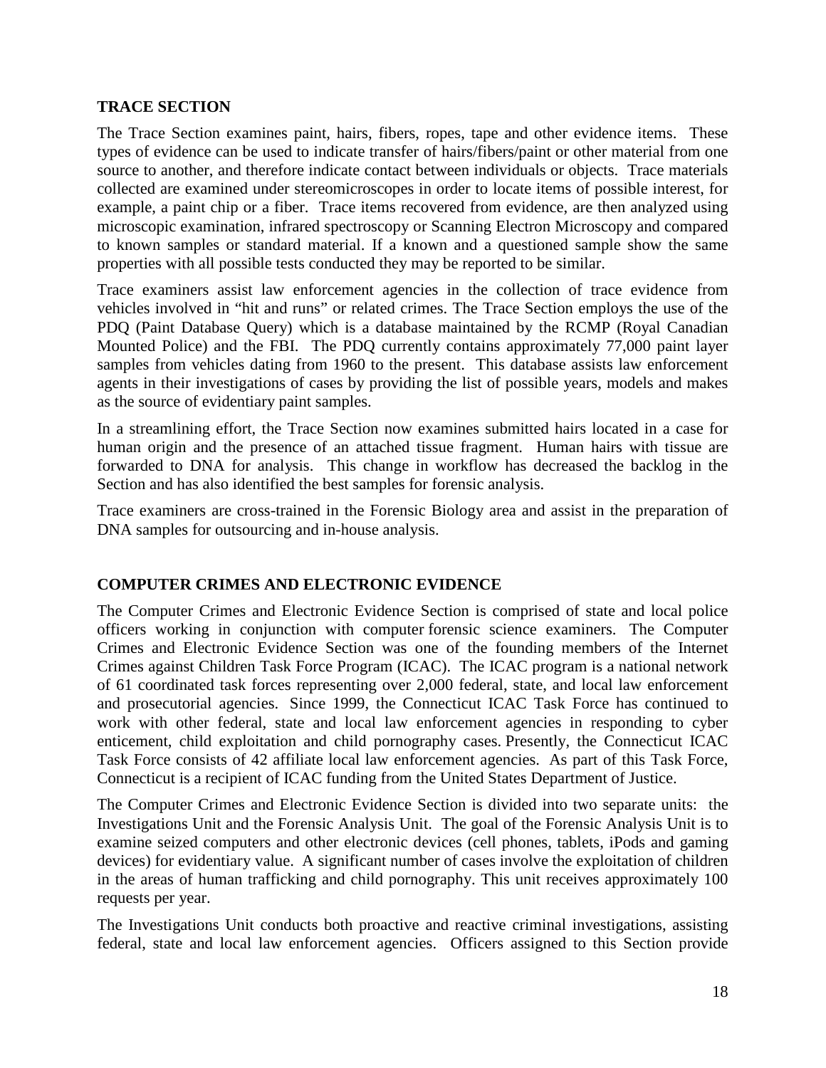## TRACE SECTION

The Trace Section examines paint, hairs, fibers, ropes, tape and other evidence items. These types of evidence can be used to indicate transfer of hairs/fibers/paint or other material from one source to another, and therefore indicate contact between individuals or objects. Trace materials collected are examined under stereomicroscopes in order to locate items of possible interest, for example, a paint chip or a fiber. Trace items recovered from evidence, are then analyzed using microscopic examination, infrared spectroscopy or Scanning Electron Microscopy and compared to known samples or standard material. If a known and a questioned sample show the same properties with all possible tests conducted they may be reported to be similar.

Trace examiners assist law enforcement agencies in the collection of trace evidence from vehicles involved in "hit and runs" or related crimes. The Trace Section employs the use of the PDQ (Paint Database Query) which is a database maintained by the RCMP (Royal Canadian Mounted Police) and the FBI. The PDQ currently contains approximately 77,000 paint layer samples from vehicles dating from 1960 to the present. This database assists law enforcement agents in their investigations of cases by providing the list of possible years, models and makes as the source of evidentiary paint samples.

In a streamlining effort, the Trace Section now examines submitted hairs located in a case for human origin and the presence of an attached tissue fragment. Human hairs with tissue are forwarded to DNA for analysis. This change in workflow has decreased the backlog in the Section and has also identified the best samples for forensic analysis.

Trace examiners are cross-trained in the Forensic Biology area and assist in the preparation of DNA samples for outsourcing and in-house analysis.

## COMPUTER CRIMES AND ELECTRONIC EVIDENCE

The Computer Crimes and Electronic Evidence Section is comprised of state and local police officers working in conjunction with computer forensic science examiners. The Computer Crimes and Electronic Evidence Section was one of the founding members of the Internet Crimes against Children Task Force Program (ICAC). The ICAC program is a national network of 61 coordinated task forces representing over 2,000 federal, state, and local law enforcement and prosecutorial agencies. Since 1999, the Connecticut ICAC Task Force has continued to work with other federal, state and local law enforcement agencies in responding to cyber enticement, child exploitation and child pornography cases. Presently, the Connecticut ICAC Task Force consists of 42 affiliate local law enforcement agencies. As part of this Task Force, Connecticut is a recipient of ICAC funding from the United States Department of Justice.

The Computer Crimes and Electronic Evidence Section is divided into two separate units: the Investigations Unit and the Forensic Analysis Unit. The goal of the Forensic Analysis Unit is to examine seized computers and other electronic devices (cell phones, tablets, iPods and gaming devices) for evidentiary value. A significant number of cases involve the exploitation of children in the areas of human trafficking and child pornography. This unit receives approximately 100 requests per year.

The Investigations Unit conducts both proactive and reactive criminal investigations, assisting federal, state and local law enforcement agencies. Officers assigned to this Section provide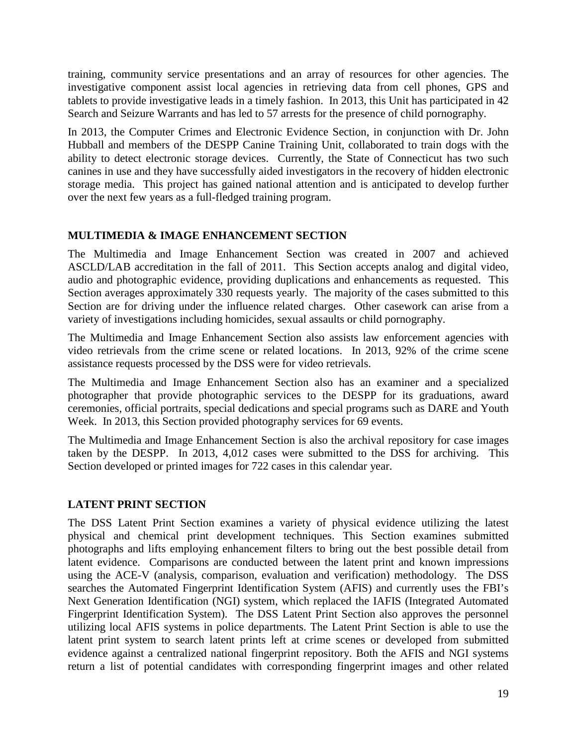training, community service presentations and an array of resources for other agencies. The investigative component assist local agencies in retrieving data from cell phones, GPS and tablets to provide investigative leads in a timely fashion. In 2013, this Unit has participated in 42 Search and Seizure Warrants and has led to 57 arrests for the presence of child pornography.

In 2013, the Computer Crimes and Electronic Evidence Section, in conjunction with Dr. John Hubball and members of the DESPP Canine Training Unit, collaborated to train dogs with the ability to detect electronic storage devices. Currently, the State of Connecticut has two such canines in use and they have successfully aided investigators in the recovery of hidden electronic storage media. This project has gained national attention and is anticipated to develop further over the next few years as a full-fledged training program.

## MULTIMEDIA & IMAGE ENHANCEMENT SECTION

The Multimedia and Image Enhancement Section was created in 2007 and achieved ASCLD/LAB accreditation in the fall of 2011. This Section accepts analog and digital video, audio and photographic evidence, providing duplications and enhancements as requested. This Section averages approximately 330 requests yearly. The majority of the cases submitted to this Section are for driving under the influence related charges. Other casework can arise from a variety of investigations including homicides, sexual assaults or child pornography.

The Multimedia and Image Enhancement Section also assists law enforcement agencies with video retrievals from the crime scene or related locations. In 2013, 92% of the crime scene assistance requests processed by the DSS were for video retrievals.

The Multimedia and Image Enhancement Section also has an examiner and a specialized photographer that provide photographic services to the DESPP for its graduations, award ceremonies, official portraits, special dedications and special programs such as DARE and Youth Week. In 2013, this Section provided photography services for 69 events.

The Multimedia and Image Enhancement Section is also the archival repository for case images taken by the DESPP. In 2013, 4,012 cases were submitted to the DSS for archiving. This Section developed or printed images for 722 cases in this calendar year.

## LATENT PRINT SECTION

The DSS Latent Print Section examines a variety of physical evidence utilizing the latest physical and chemical print development techniques. This Section examines submitted photographs and lifts employing enhancement filters to bring out the best possible detail from latent evidence. Comparisons are conducted between the latent print and known impressions using the ACE-V (analysis, comparison, evaluation and verification) methodology. The DSS searches the Automated Fingerprint Identification System (AFIS) and currently uses the FBI's Next Generation Identification (NGI) system, which replaced the IAFIS (Integrated Automated Fingerprint Identification System). The DSS Latent Print Section also approves the personnel utilizing local AFIS systems in police departments. The Latent Print Section is able to use the latent print system to search latent prints left at crime scenes or developed from submitted evidence against a centralized national fingerprint repository. Both the AFIS and NGI systems return a list of potential candidates with corresponding fingerprint images and other related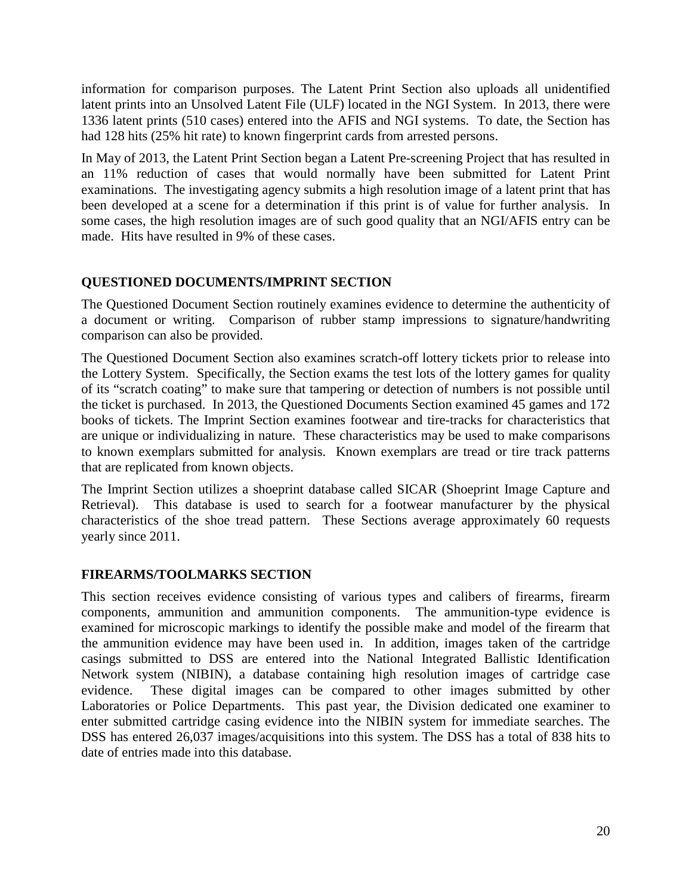information for comparison purposes. The Latent Print Section also uploads all unidentified latent prints into an Unsolved Latent File (ULF) located in the NGI System. In 2013, there were 1336 latent prints (510 cases) entered into the AFIS and NGI systems. To date, the Section has had 128 hits (25% hit rate) to known fingerprint cards from arrested persons.

In May of 2013, the Latent Print Section began a Latent Pre-screening Project that has resulted in an 11% reduction of cases that would normally have been submitted for Latent Print examinations. The investigating agency submits a high resolution image of a latent print that has been developed at a scene for a determination if this print is of value for further analysis. In some cases, the high resolution images are of such good quality that an NGI/AFIS entry can be made. Hits have resulted in 9% of these cases.

## QUESTIONED DOCUMENTS/IMPRINT SECTION

The Questioned Document Section routinely examines evidence to determine the authenticity of a document or writing. Comparison of rubber stamp impressions to signature/handwriting comparison can also be provided.

The Questioned Document Section also examines scratch-off lottery tickets prior to release into the Lottery System. Specifically, the Section exams the test lots of the lottery games for quality of its "scratch coating" to make sure that tampering or detection of numbers is not possible until the ticket is purchased. In 2013, the Questioned Documents Section examined 45 games and 172 books of tickets. The Imprint Section examines footwear and tire-tracks for characteristics that are unique or individualizing in nature. These characteristics may be used to make comparisons to known exemplars submitted for analysis. Known exemplars are tread or tire track patterns that are replicated from known objects.

The Imprint Section utilizes a shoeprint database called SICAR (Shoeprint Image Capture and Retrieval). This database is used to search for a footwear manufacturer by the physical characteristics of the shoe tread pattern. These Sections average approximately 60 requests yearly since 2011.

## FIREARMS/TOOLMARKS SECTION

This section receives evidence consisting of various types and calibers of firearms, firearm components, ammunition and ammunition components. The ammunition-type evidence is examined for microscopic markings to identify the possible make and model of the firearm that the ammunition evidence may have been used in. In addition, images taken of the cartridge casings submitted to DSS are entered into the National Integrated Ballistic Identification Network system (NIBIN), a database containing high resolution images of cartridge case evidence. These digital images can be compared to other images submitted by other Laboratories or Police Departments. This past year, the Division dedicated one examiner to enter submitted cartridge casing evidence into the NIBIN system for immediate searches. The DSS has entered 26,037 images/acquisitions into this system. The DSS has a total of 838 hits to date of entries made into this database.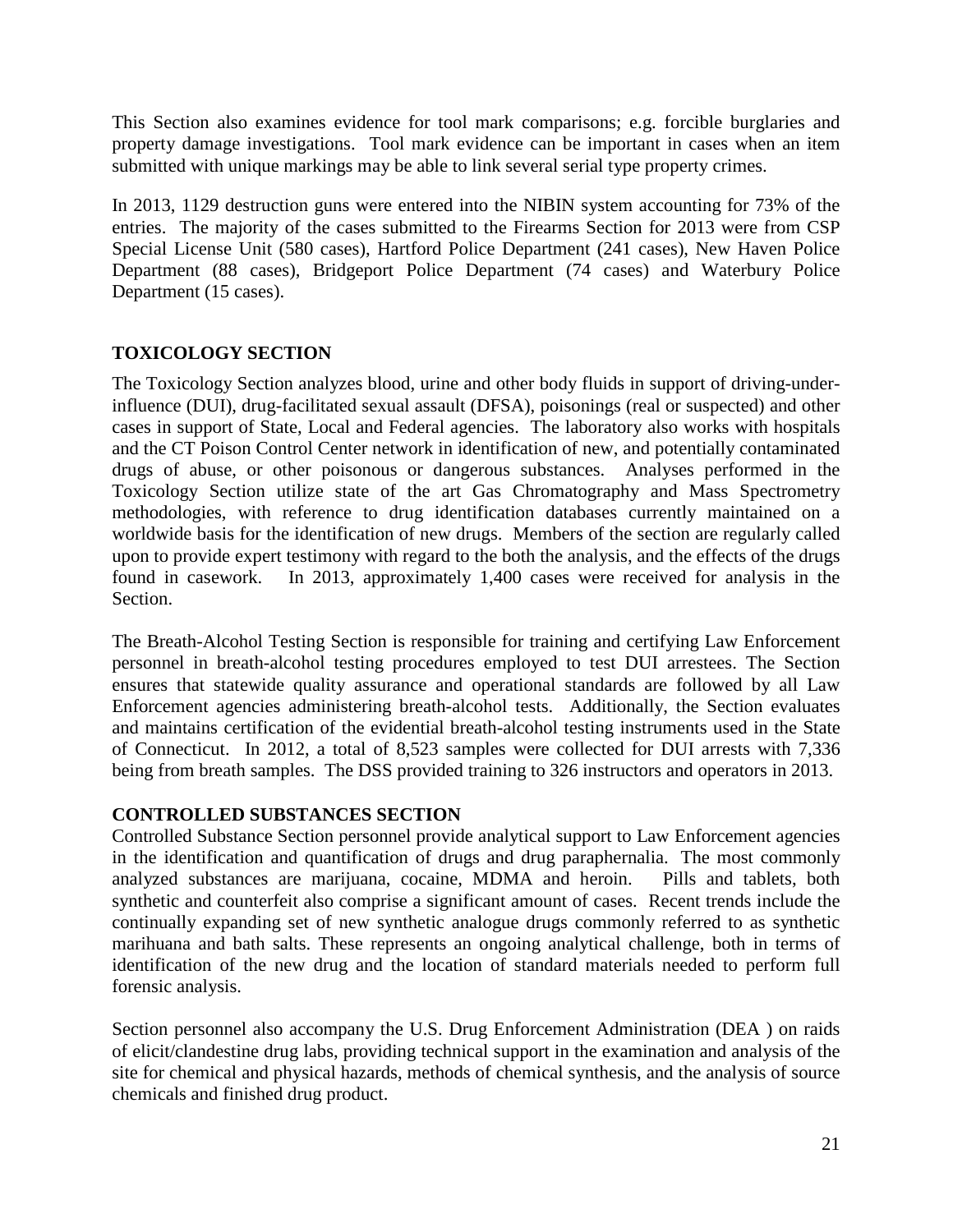This Section also examines evidence for tool mark comparisons; e.g. forcible burglaries and property damage investigations. Tool mark evidence can be important in cases when an item submitted with unique markings may be able to link several serial type property crimes.

In 2013, 1129 destruction guns were entered into the NIBIN system accounting for 73% of the entries. The majority of the cases submitted to the Firearms Section for 2013 were from CSP Special License Unit (580 cases), Hartford Police Department (241 cases), New Haven Police Department (88 cases), Bridgeport Police Department (74 cases) and Waterbury Police Department (15 cases).

## TOXICOLOGY SECTION

The Toxicology Section analyzes blood, urine and other body fluids in support of driving-under-influence (DUI), drug-facilitated sexual assault (DFSA), poisonings (real or suspected) and other cases in support of State, Local and Federal agencies. The laboratory also works with hospitals and the CT Poison Control Center network in identification of new, and potentially contaminated drugs of abuse, or other poisonous or dangerous substances. Analyses performed in the Toxicology Section utilize state of the art Gas Chromatography and Mass Spectrometry methodologies, with reference to drug identification databases currently maintained on a worldwide basis for the identification of new drugs. Members of the section are regularly called upon to provide expert testimony with regard to the both the analysis, and the effects of the drugs found in casework. In 2013, approximately 1,400 cases were received for analysis in the Section.

The Breath-Alcohol Testing Section is responsible for training and certifying Law Enforcement personnel in breath-alcohol testing procedures employed to test DUI arrestees. The Section ensures that statewide quality assurance and operational standards are followed by all Law Enforcement agencies administering breath-alcohol tests. Additionally, the Section evaluates and maintains certification of the evidential breath-alcohol testing instruments used in the State of Connecticut. In 2012, a total of 8,523 samples were collected for DUI arrests with 7,336 being from breath samples. The DSS provided training to 326 instructors and operators in 2013.

## CONTROLLED SUBSTANCES SECTION

Controlled Substance Section personnel provide analytical support to Law Enforcement agencies in the identification and quantification of drugs and drug paraphernalia. The most commonly analyzed substances are marijuana, cocaine, MDMA and heroin. Pills and tablets, both synthetic and counterfeit also comprise a significant amount of cases. Recent trends include the continually expanding set of new synthetic analogue drugs commonly referred to as synthetic marihuana and bath salts. These represents an ongoing analytical challenge, both in terms of identification of the new drug and the location of standard materials needed to perform full forensic analysis.

Section personnel also accompany the U.S. Drug Enforcement Administration (DEA ) on raids of elicit/clandestine drug labs, providing technical support in the examination and analysis of the site for chemical and physical hazards, methods of chemical synthesis, and the analysis of source chemicals and finished drug product.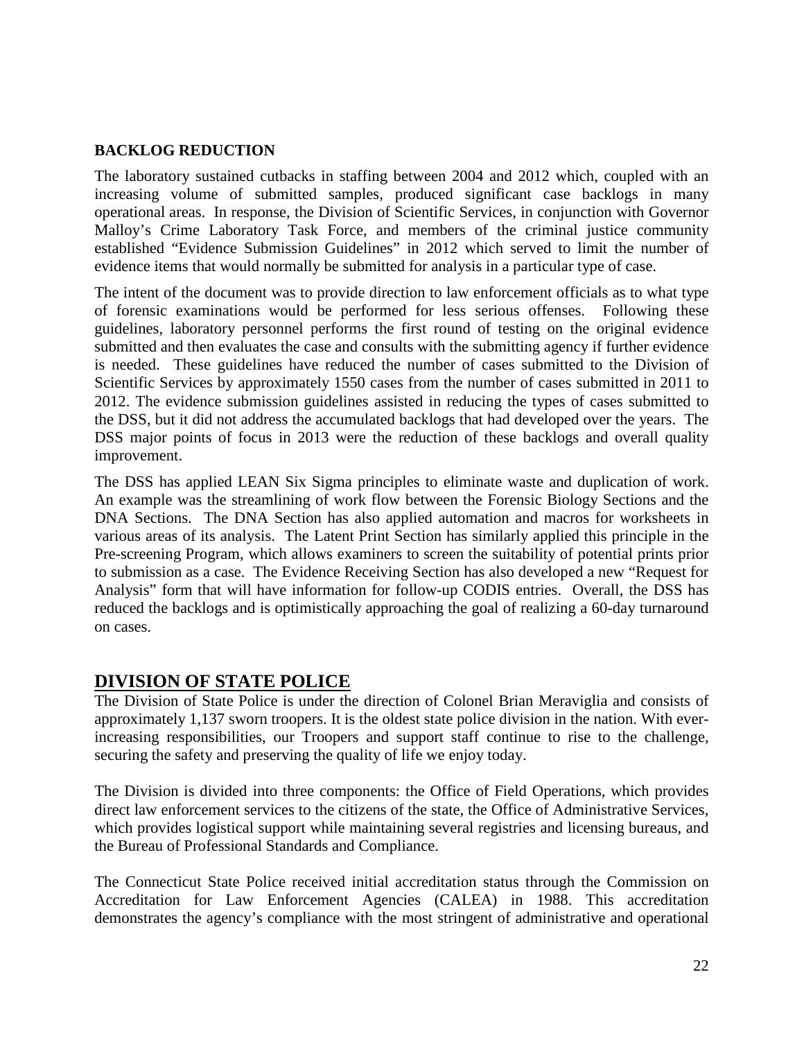**BACKLOG REDUCTION**

The laboratory sustained cutbacks in staffing between 2004 and 2012 which, coupled with an increasing volume of submitted samples, produced significant case backlogs in many operational areas. In response, the Division of Scientific Services, in conjunction with Governor Malloy's Crime Laboratory Task Force, and members of the criminal justice community established "Evidence Submission Guidelines" in 2012 which served to limit the number of evidence items that would normally be submitted for analysis in a particular type of case.

The intent of the document was to provide direction to law enforcement officials as to what type of forensic examinations would be performed for less serious offenses. Following these guidelines, laboratory personnel performs the first round of testing on the original evidence submitted and then evaluates the case and consults with the submitting agency if further evidence is needed. These guidelines have reduced the number of cases submitted to the Division of Scientific Services by approximately 1550 cases from the number of cases submitted in 2011 to 2012. The evidence submission guidelines assisted in reducing the types of cases submitted to the DSS, but it did not address the accumulated backlogs that had developed over the years. The DSS major points of focus in 2013 were the reduction of these backlogs and overall quality improvement.

The DSS has applied LEAN Six Sigma principles to eliminate waste and duplication of work. An example was the streamlining of work flow between the Forensic Biology Sections and the DNA Sections. The DNA Section has also applied automation and macros for worksheets in various areas of its analysis. The Latent Print Section has similarly applied this principle in the Pre-screening Program, which allows examiners to screen the suitability of potential prints prior to submission as a case. The Evidence Receiving Section has also developed a new "Request for Analysis" form that will have information for follow-up CODIS entries. Overall, the DSS has reduced the backlogs and is optimistically approaching the goal of realizing a 60-day turnaround on cases.

## DIVISION OF STATE POLICE

The Division of State Police is under the direction of Colonel Brian Meraviglia and consists of approximately 1,137 sworn troopers. It is the oldest state police division in the nation. With ever-increasing responsibilities, our Troopers and support staff continue to rise to the challenge, securing the safety and preserving the quality of life we enjoy today.

The Division is divided into three components: the Office of Field Operations, which provides direct law enforcement services to the citizens of the state, the Office of Administrative Services, which provides logistical support while maintaining several registries and licensing bureaus, and the Bureau of Professional Standards and Compliance.

The Connecticut State Police received initial accreditation status through the Commission on Accreditation for Law Enforcement Agencies (CALEA) in 1988. This accreditation demonstrates the agency's compliance with the most stringent of administrative and operational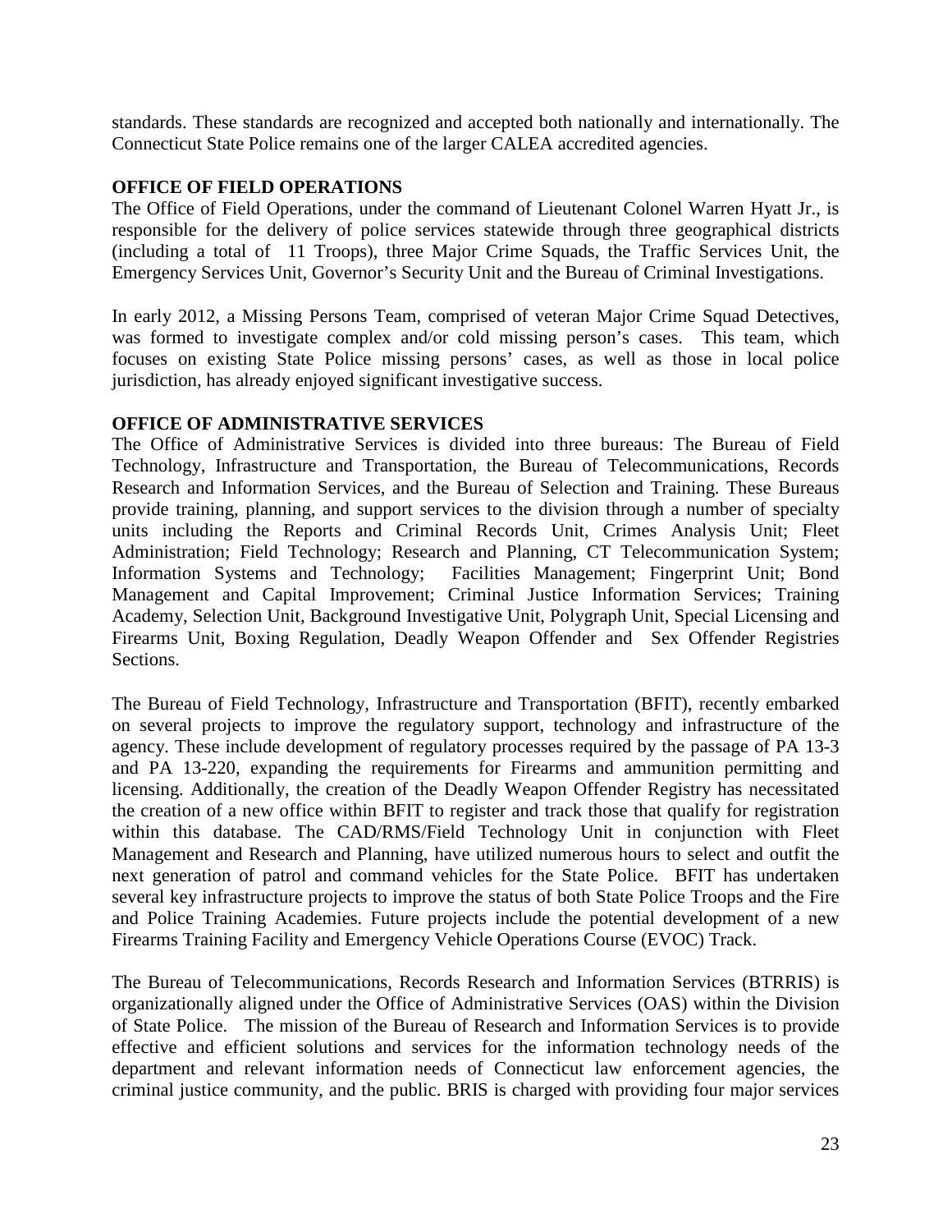standards. These standards are recognized and accepted both nationally and internationally. The Connecticut State Police remains one of the larger CALEA accredited agencies.

**OFFICE OF FIELD OPERATIONS**

The Office of Field Operations, under the command of Lieutenant Colonel Warren Hyatt Jr., is responsible for the delivery of police services statewide through three geographical districts (including a total of 11 Troops), three Major Crime Squads, the Traffic Services Unit, the Emergency Services Unit, Governor's Security Unit and the Bureau of Criminal Investigations.

In early 2012, a Missing Persons Team, comprised of veteran Major Crime Squad Detectives, was formed to investigate complex and/or cold missing person's cases. This team, which focuses on existing State Police missing persons' cases, as well as those in local police jurisdiction, has already enjoyed significant investigative success.

**OFFICE OF ADMINISTRATIVE SERVICES**

The Office of Administrative Services is divided into three bureaus: The Bureau of Field Technology, Infrastructure and Transportation, the Bureau of Telecommunications, Records Research and Information Services, and the Bureau of Selection and Training. These Bureaus provide training, planning, and support services to the division through a number of specialty units including the Reports and Criminal Records Unit, Crimes Analysis Unit; Fleet Administration; Field Technology; Research and Planning, CT Telecommunication System; Information Systems and Technology; Facilities Management; Fingerprint Unit; Bond Management and Capital Improvement; Criminal Justice Information Services; Training Academy, Selection Unit, Background Investigative Unit, Polygraph Unit, Special Licensing and Firearms Unit, Boxing Regulation, Deadly Weapon Offender and Sex Offender Registries Sections.

The Bureau of Field Technology, Infrastructure and Transportation (BFIT), recently embarked on several projects to improve the regulatory support, technology and infrastructure of the agency. These include development of regulatory processes required by the passage of PA 13-3 and PA 13-220, expanding the requirements for Firearms and ammunition permitting and licensing. Additionally, the creation of the Deadly Weapon Offender Registry has necessitated the creation of a new office within BFIT to register and track those that qualify for registration within this database. The CAD/RMS/Field Technology Unit in conjunction with Fleet Management and Research and Planning, have utilized numerous hours to select and outfit the next generation of patrol and command vehicles for the State Police. BFIT has undertaken several key infrastructure projects to improve the status of both State Police Troops and the Fire and Police Training Academies. Future projects include the potential development of a new Firearms Training Facility and Emergency Vehicle Operations Course (EVOC) Track.

The Bureau of Telecommunications, Records Research and Information Services (BTRRIS) is organizationally aligned under the Office of Administrative Services (OAS) within the Division of State Police. The mission of the Bureau of Research and Information Services is to provide effective and efficient solutions and services for the information technology needs of the department and relevant information needs of Connecticut law enforcement agencies, the criminal justice community, and the public. BRIS is charged with providing four major services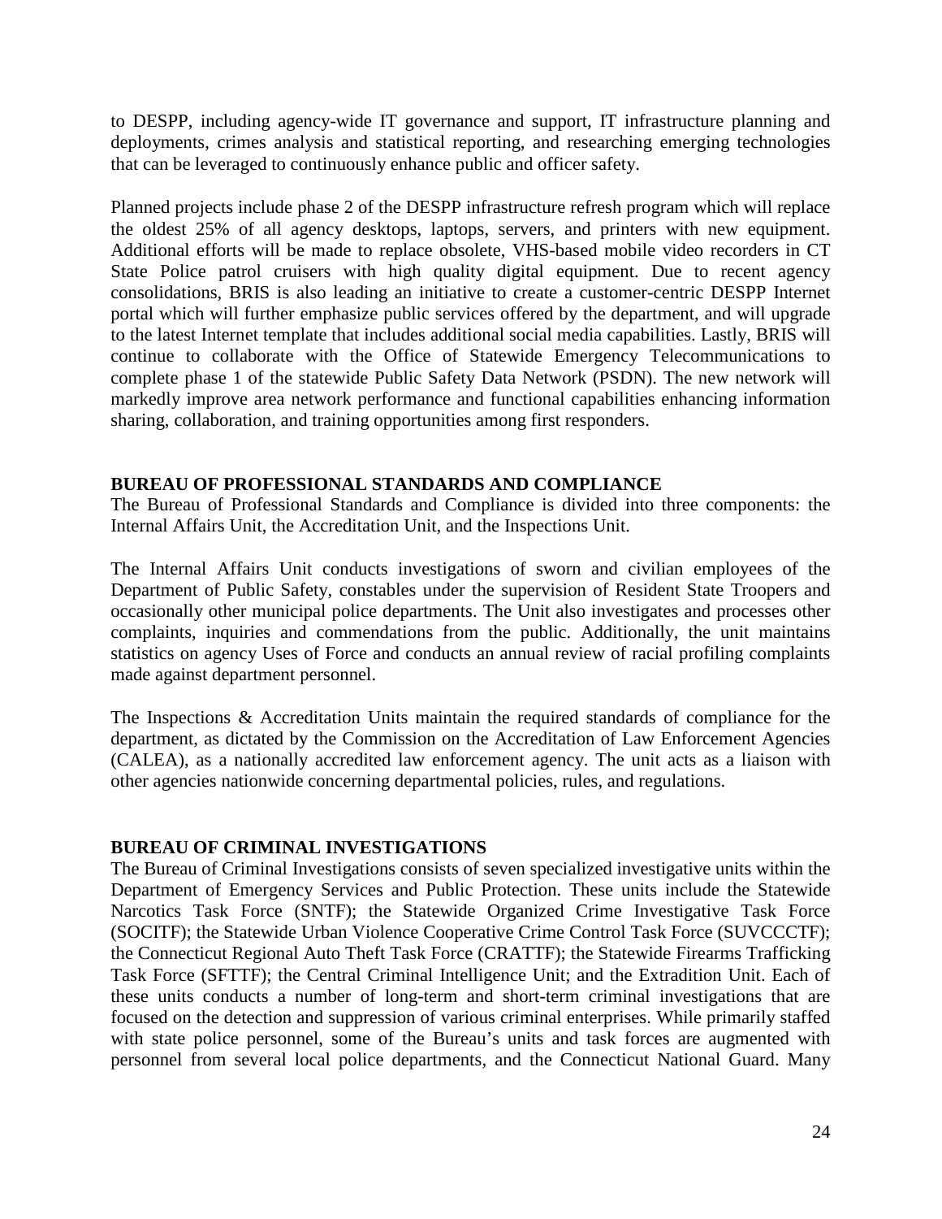to DESPP, including agency-wide IT governance and support, IT infrastructure planning and deployments, crimes analysis and statistical reporting, and researching emerging technologies that can be leveraged to continuously enhance public and officer safety.

Planned projects include phase 2 of the DESPP infrastructure refresh program which will replace the oldest 25% of all agency desktops, laptops, servers, and printers with new equipment. Additional efforts will be made to replace obsolete, VHS-based mobile video recorders in CT State Police patrol cruisers with high quality digital equipment. Due to recent agency consolidations, BRIS is also leading an initiative to create a customer-centric DESPP Internet portal which will further emphasize public services offered by the department, and will upgrade to the latest Internet template that includes additional social media capabilities. Lastly, BRIS will continue to collaborate with the Office of Statewide Emergency Telecommunications to complete phase 1 of the statewide Public Safety Data Network (PSDN). The new network will markedly improve area network performance and functional capabilities enhancing information sharing, collaboration, and training opportunities among first responders.

**BUREAU OF PROFESSIONAL STANDARDS AND COMPLIANCE**

The Bureau of Professional Standards and Compliance is divided into three components: the Internal Affairs Unit, the Accreditation Unit, and the Inspections Unit.

The Internal Affairs Unit conducts investigations of sworn and civilian employees of the Department of Public Safety, constables under the supervision of Resident State Troopers and occasionally other municipal police departments. The Unit also investigates and processes other complaints, inquiries and commendations from the public. Additionally, the unit maintains statistics on agency Uses of Force and conducts an annual review of racial profiling complaints made against department personnel.

The Inspections & Accreditation Units maintain the required standards of compliance for the department, as dictated by the Commission on the Accreditation of Law Enforcement Agencies (CALEA), as a nationally accredited law enforcement agency. The unit acts as a liaison with other agencies nationwide concerning departmental policies, rules, and regulations.

**BUREAU OF CRIMINAL INVESTIGATIONS**

The Bureau of Criminal Investigations consists of seven specialized investigative units within the Department of Emergency Services and Public Protection. These units include the Statewide Narcotics Task Force (SNTF); the Statewide Organized Crime Investigative Task Force (SOCITF); the Statewide Urban Violence Cooperative Crime Control Task Force (SUVCCCTF); the Connecticut Regional Auto Theft Task Force (CRATTF); the Statewide Firearms Trafficking Task Force (SFTTF); the Central Criminal Intelligence Unit; and the Extradition Unit. Each of these units conducts a number of long-term and short-term criminal investigations that are focused on the detection and suppression of various criminal enterprises. While primarily staffed with state police personnel, some of the Bureau's units and task forces are augmented with personnel from several local police departments, and the Connecticut National Guard. Many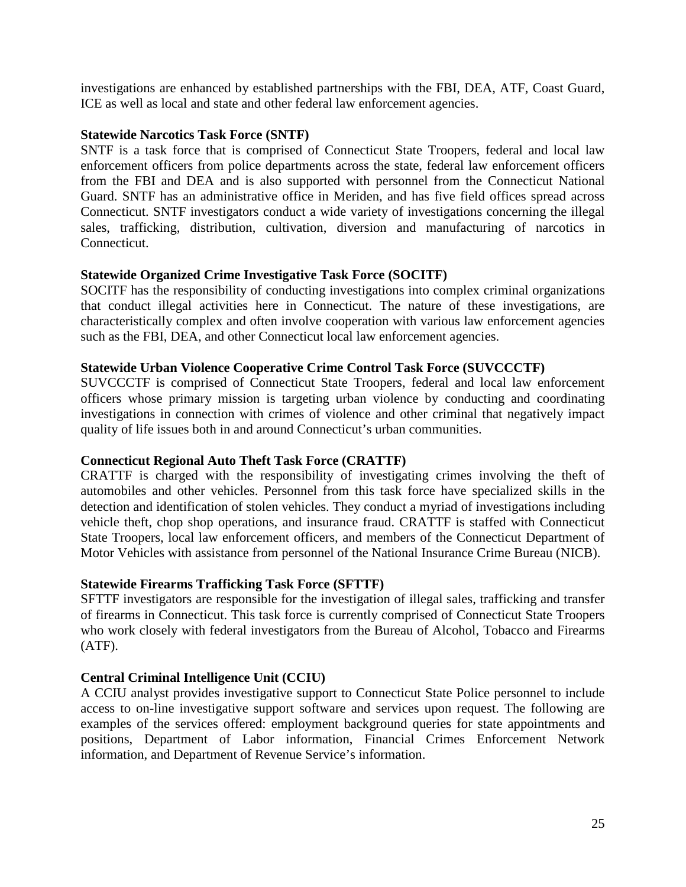investigations are enhanced by established partnerships with the FBI, DEA, ATF, Coast Guard, ICE as well as local and state and other federal law enforcement agencies.

**Statewide Narcotics Task Force (SNTF)**

SNTF is a task force that is comprised of Connecticut State Troopers, federal and local law enforcement officers from police departments across the state, federal law enforcement officers from the FBI and DEA and is also supported with personnel from the Connecticut National Guard. SNTF has an administrative office in Meriden, and has five field offices spread across Connecticut. SNTF investigators conduct a wide variety of investigations concerning the illegal sales, trafficking, distribution, cultivation, diversion and manufacturing of narcotics in Connecticut.

**Statewide Organized Crime Investigative Task Force (SOCITF)**

SOCITF has the responsibility of conducting investigations into complex criminal organizations that conduct illegal activities here in Connecticut. The nature of these investigations, are characteristically complex and often involve cooperation with various law enforcement agencies such as the FBI, DEA, and other Connecticut local law enforcement agencies.

**Statewide Urban Violence Cooperative Crime Control Task Force (SUVCCCTF)**

SUVCCCTF is comprised of Connecticut State Troopers, federal and local law enforcement officers whose primary mission is targeting urban violence by conducting and coordinating investigations in connection with crimes of violence and other criminal that negatively impact quality of life issues both in and around Connecticut's urban communities.

**Connecticut Regional Auto Theft Task Force (CRATTF)**

CRATTF is charged with the responsibility of investigating crimes involving the theft of automobiles and other vehicles. Personnel from this task force have specialized skills in the detection and identification of stolen vehicles. They conduct a myriad of investigations including vehicle theft, chop shop operations, and insurance fraud. CRATTF is staffed with Connecticut State Troopers, local law enforcement officers, and members of the Connecticut Department of Motor Vehicles with assistance from personnel of the National Insurance Crime Bureau (NICB).

**Statewide Firearms Trafficking Task Force (SFTTF)**

SFTTF investigators are responsible for the investigation of illegal sales, trafficking and transfer of firearms in Connecticut. This task force is currently comprised of Connecticut State Troopers who work closely with federal investigators from the Bureau of Alcohol, Tobacco and Firearms (ATF).

**Central Criminal Intelligence Unit (CCIU)**

A CCIU analyst provides investigative support to Connecticut State Police personnel to include access to on-line investigative support software and services upon request. The following are examples of the services offered: employment background queries for state appointments and positions, Department of Labor information, Financial Crimes Enforcement Network information, and Department of Revenue Service's information.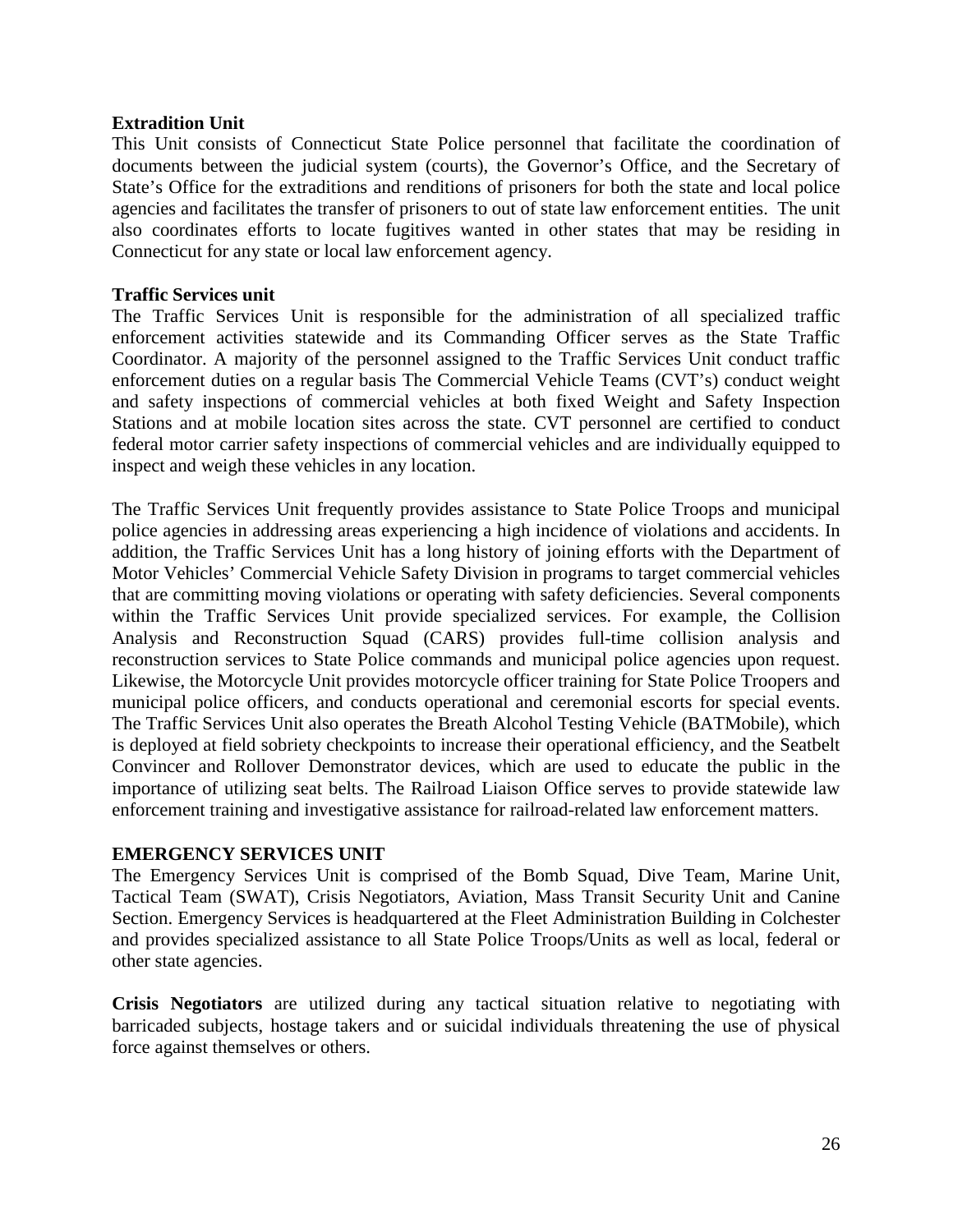**Extradition Unit**

This Unit consists of Connecticut State Police personnel that facilitate the coordination of documents between the judicial system (courts), the Governor's Office, and the Secretary of State's Office for the extraditions and renditions of prisoners for both the state and local police agencies and facilitates the transfer of prisoners to out of state law enforcement entities. The unit also coordinates efforts to locate fugitives wanted in other states that may be residing in Connecticut for any state or local law enforcement agency.

**Traffic Services unit**

The Traffic Services Unit is responsible for the administration of all specialized traffic enforcement activities statewide and its Commanding Officer serves as the State Traffic Coordinator. A majority of the personnel assigned to the Traffic Services Unit conduct traffic enforcement duties on a regular basis The Commercial Vehicle Teams (CVT's) conduct weight and safety inspections of commercial vehicles at both fixed Weight and Safety Inspection Stations and at mobile location sites across the state. CVT personnel are certified to conduct federal motor carrier safety inspections of commercial vehicles and are individually equipped to inspect and weigh these vehicles in any location.

The Traffic Services Unit frequently provides assistance to State Police Troops and municipal police agencies in addressing areas experiencing a high incidence of violations and accidents. In addition, the Traffic Services Unit has a long history of joining efforts with the Department of Motor Vehicles' Commercial Vehicle Safety Division in programs to target commercial vehicles that are committing moving violations or operating with safety deficiencies. Several components within the Traffic Services Unit provide specialized services. For example, the Collision Analysis and Reconstruction Squad (CARS) provides full-time collision analysis and reconstruction services to State Police commands and municipal police agencies upon request. Likewise, the Motorcycle Unit provides motorcycle officer training for State Police Troopers and municipal police officers, and conducts operational and ceremonial escorts for special events. The Traffic Services Unit also operates the Breath Alcohol Testing Vehicle (BATMobile), which is deployed at field sobriety checkpoints to increase their operational efficiency, and the Seatbelt Convincer and Rollover Demonstrator devices, which are used to educate the public in the importance of utilizing seat belts. The Railroad Liaison Office serves to provide statewide law enforcement training and investigative assistance for railroad-related law enforcement matters.

**EMERGENCY SERVICES UNIT**

The Emergency Services Unit is comprised of the Bomb Squad, Dive Team, Marine Unit, Tactical Team (SWAT), Crisis Negotiators, Aviation, Mass Transit Security Unit and Canine Section. Emergency Services is headquartered at the Fleet Administration Building in Colchester and provides specialized assistance to all State Police Troops/Units as well as local, federal or other state agencies.

**Crisis Negotiators** are utilized during any tactical situation relative to negotiating with barricaded subjects, hostage takers and or suicidal individuals threatening the use of physical force against themselves or others.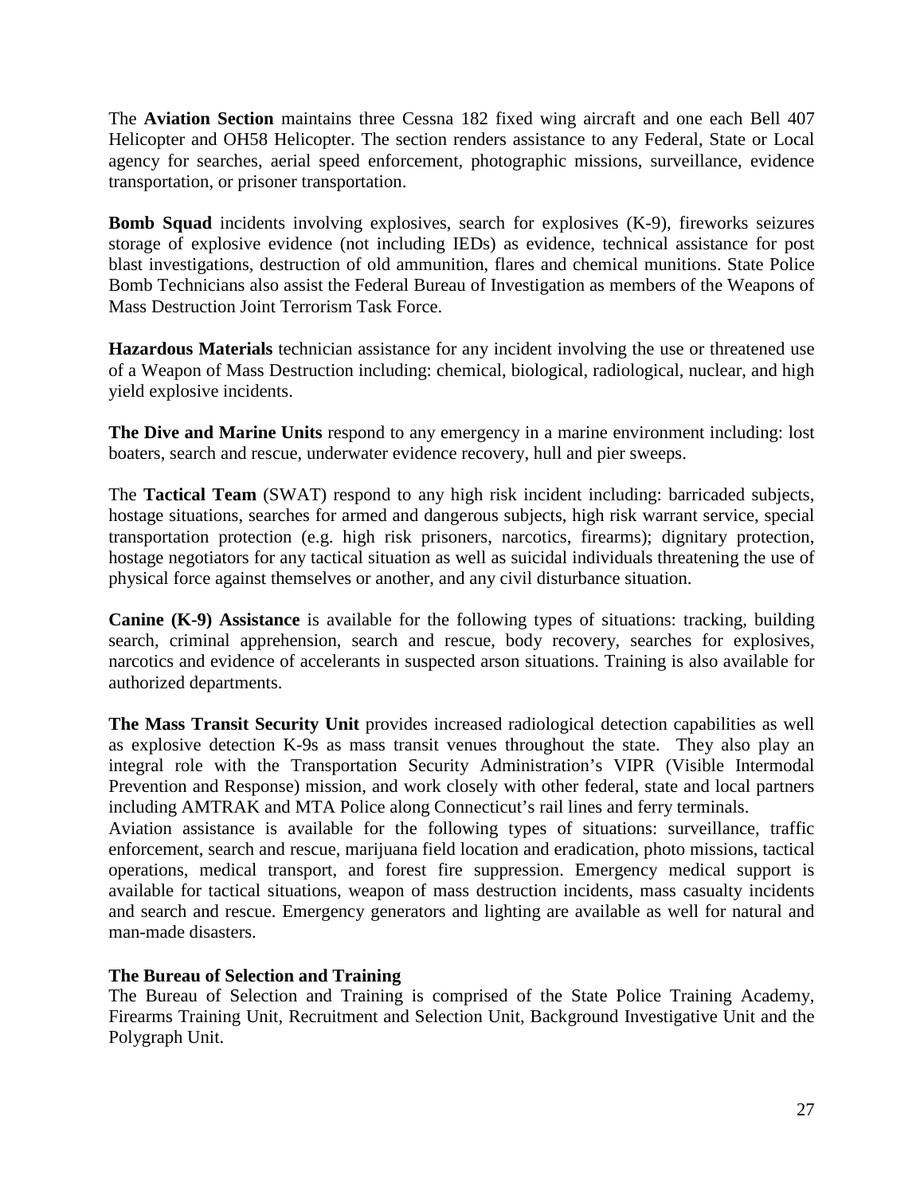The **Aviation Section** maintains three Cessna 182 fixed wing aircraft and one each Bell 407 Helicopter and OH58 Helicopter. The section renders assistance to any Federal, State or Local agency for searches, aerial speed enforcement, photographic missions, surveillance, evidence transportation, or prisoner transportation.

**Bomb Squad** incidents involving explosives, search for explosives (K-9), fireworks seizures storage of explosive evidence (not including IEDs) as evidence, technical assistance for post blast investigations, destruction of old ammunition, flares and chemical munitions. State Police Bomb Technicians also assist the Federal Bureau of Investigation as members of the Weapons of Mass Destruction Joint Terrorism Task Force.

**Hazardous Materials** technician assistance for any incident involving the use or threatened use of a Weapon of Mass Destruction including: chemical, biological, radiological, nuclear, and high yield explosive incidents.

**The Dive and Marine Units** respond to any emergency in a marine environment including: lost boaters, search and rescue, underwater evidence recovery, hull and pier sweeps.

The **Tactical Team** (SWAT) respond to any high risk incident including: barricaded subjects, hostage situations, searches for armed and dangerous subjects, high risk warrant service, special transportation protection (e.g. high risk prisoners, narcotics, firearms); dignitary protection, hostage negotiators for any tactical situation as well as suicidal individuals threatening the use of physical force against themselves or another, and any civil disturbance situation.

**Canine (K-9) Assistance** is available for the following types of situations: tracking, building search, criminal apprehension, search and rescue, body recovery, searches for explosives, narcotics and evidence of accelerants in suspected arson situations. Training is also available for authorized departments.

**The Mass Transit Security Unit** provides increased radiological detection capabilities as well as explosive detection K-9s as mass transit venues throughout the state. They also play an integral role with the Transportation Security Administration's VIPR (Visible Intermodal Prevention and Response) mission, and work closely with other federal, state and local partners including AMTRAK and MTA Police along Connecticut's rail lines and ferry terminals.
Aviation assistance is available for the following types of situations: surveillance, traffic enforcement, search and rescue, marijuana field location and eradication, photo missions, tactical operations, medical transport, and forest fire suppression. Emergency medical support is available for tactical situations, weapon of mass destruction incidents, mass casualty incidents and search and rescue. Emergency generators and lighting are available as well for natural and man-made disasters.

**The Bureau of Selection and Training**

The Bureau of Selection and Training is comprised of the State Police Training Academy, Firearms Training Unit, Recruitment and Selection Unit, Background Investigative Unit and the Polygraph Unit.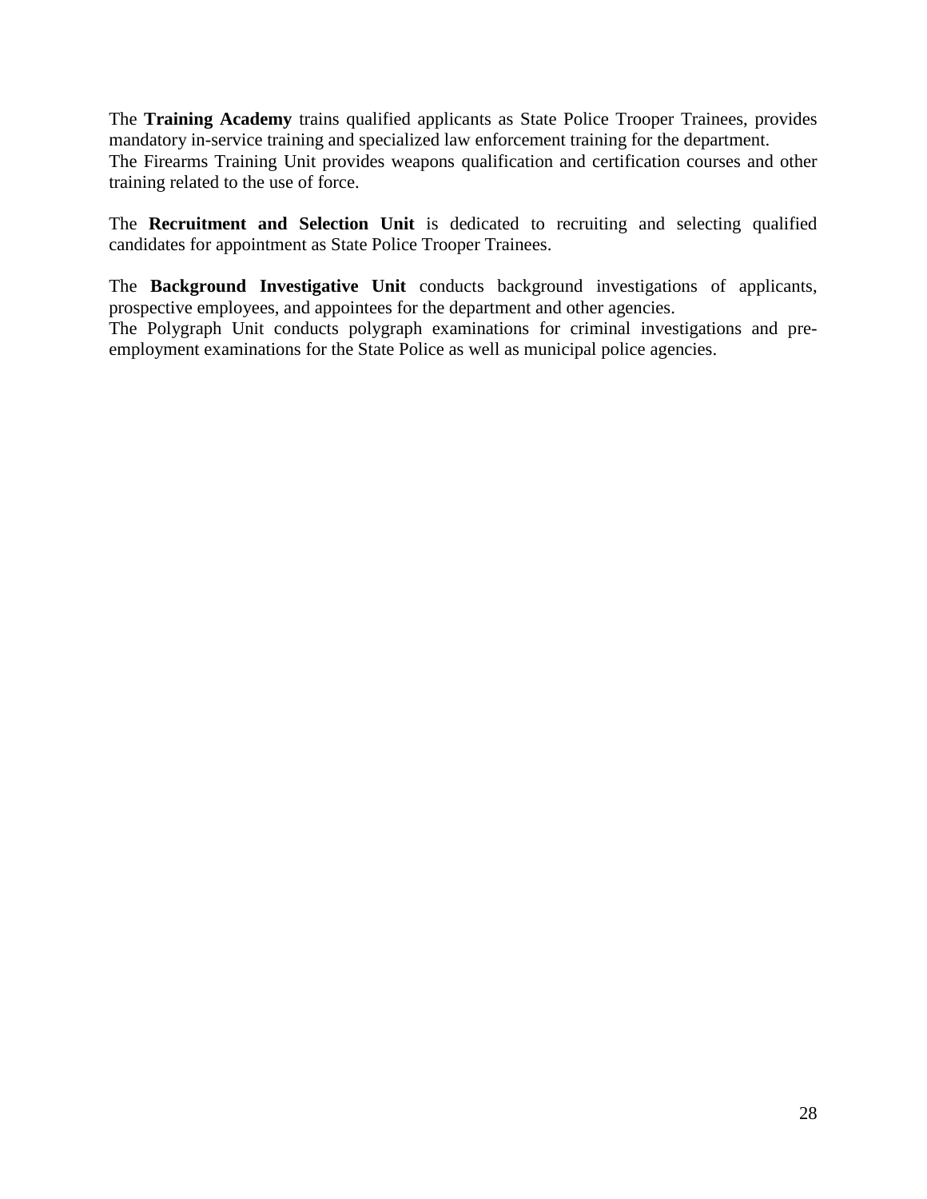The **Training Academy** trains qualified applicants as State Police Trooper Trainees, provides mandatory in-service training and specialized law enforcement training for the department.
The Firearms Training Unit provides weapons qualification and certification courses and other training related to the use of force.

The **Recruitment and Selection Unit** is dedicated to recruiting and selecting qualified candidates for appointment as State Police Trooper Trainees.

The **Background Investigative Unit** conducts background investigations of applicants, prospective employees, and appointees for the department and other agencies.
The Polygraph Unit conducts polygraph examinations for criminal investigations and pre-employment examinations for the State Police as well as municipal police agencies.